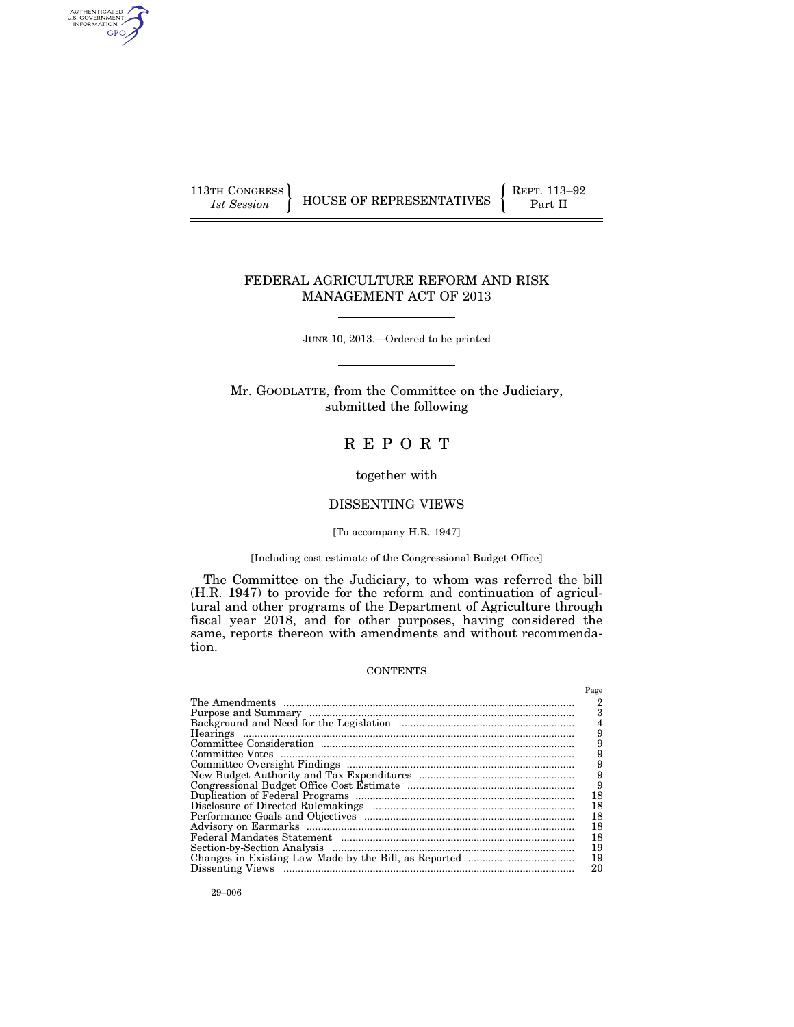113TH CONGRESS
*1st Session*

HOUSE OF REPRESENTATIVES

REPT. 113–92
Part II

# FEDERAL AGRICULTURE REFORM AND RISK MANAGEMENT ACT OF 2013

JUNE 10, 2013.—Ordered to be printed

Mr. GOODLATTE, from the Committee on the Judiciary, submitted the following

# R E P O R T

together with

## DISSENTING VIEWS

[To accompany H.R. 1947]

[Including cost estimate of the Congressional Budget Office]

The Committee on the Judiciary, to whom was referred the bill (H.R. 1947) to provide for the reform and continuation of agricultural and other programs of the Department of Agriculture through fiscal year 2018, and for other purposes, having considered the same, reports thereon with amendments and without recommendation.

CONTENTS

| | Page |
|---|---|
| The Amendments | 2 |
| Purpose and Summary | 3 |
| Background and Need for the Legislation | 4 |
| Hearings | 9 |
| Committee Consideration | 9 |
| Committee Votes | 9 |
| Committee Oversight Findings | 9 |
| New Budget Authority and Tax Expenditures | 9 |
| Congressional Budget Office Cost Estimate | 9 |
| Duplication of Federal Programs | 18 |
| Disclosure of Directed Rulemakings | 18 |
| Performance Goals and Objectives | 18 |
| Advisory on Earmarks | 18 |
| Federal Mandates Statement | 18 |
| Section-by-Section Analysis | 19 |
| Changes in Existing Law Made by the Bill, as Reported | 19 |
| Dissenting Views | 20 |

29–006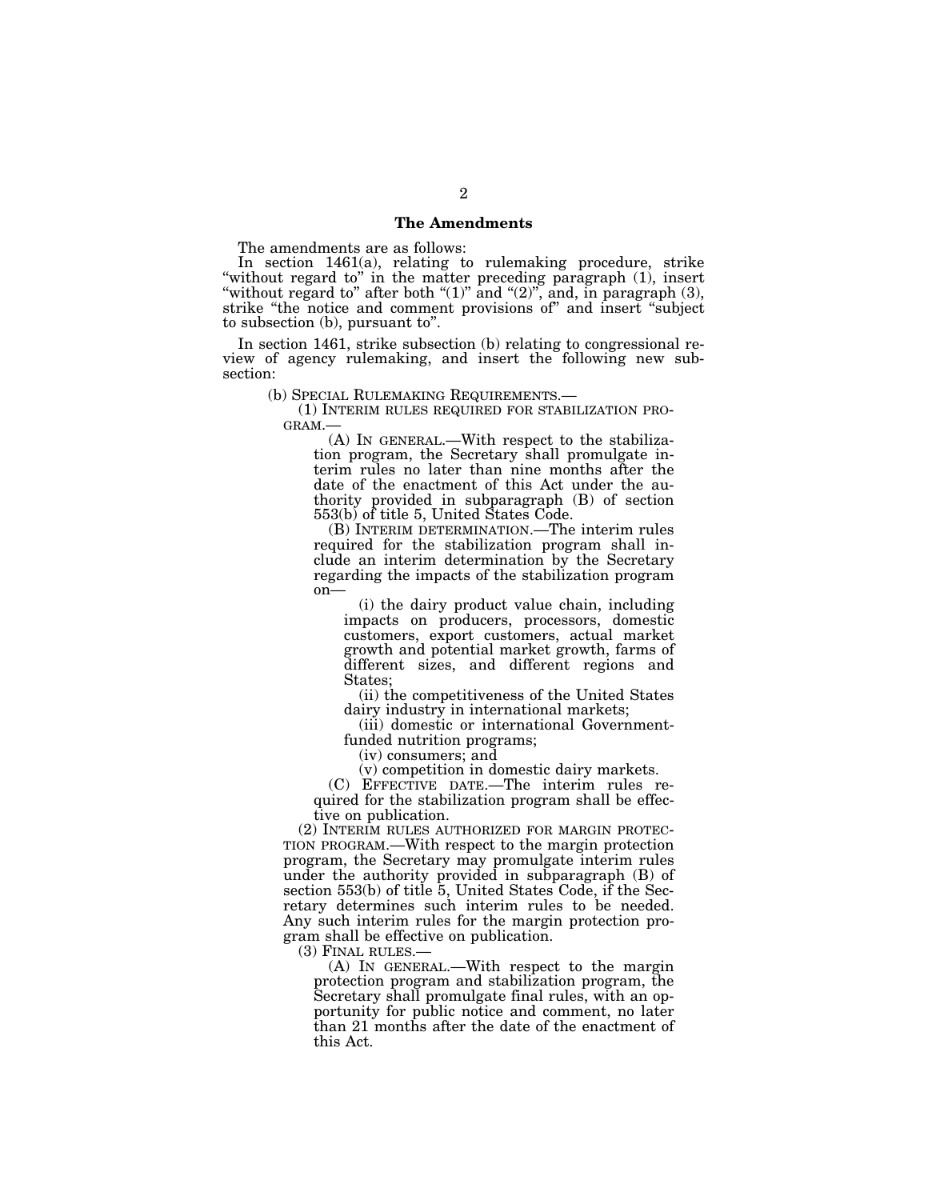## The Amendments

The amendments are as follows:

In section 1461(a), relating to rulemaking procedure, strike "without regard to" in the matter preceding paragraph (1), insert "without regard to" after both "(1)" and "(2)", and, in paragraph (3), strike "the notice and comment provisions of" and insert "subject to subsection (b), pursuant to".

In section 1461, strike subsection (b) relating to congressional review of agency rulemaking, and insert the following new subsection:

(b) SPECIAL RULEMAKING REQUIREMENTS.—

(1) INTERIM RULES REQUIRED FOR STABILIZATION PROGRAM.—

(A) IN GENERAL.—With respect to the stabilization program, the Secretary shall promulgate interim rules no later than nine months after the date of the enactment of this Act under the authority provided in subparagraph (B) of section 553(b) of title 5, United States Code.

(B) INTERIM DETERMINATION.—The interim rules required for the stabilization program shall include an interim determination by the Secretary regarding the impacts of the stabilization program on—

(i) the dairy product value chain, including impacts on producers, processors, domestic customers, export customers, actual market growth and potential market growth, farms of different sizes, and different regions and States;

(ii) the competitiveness of the United States dairy industry in international markets;

(iii) domestic or international Government-funded nutrition programs;

(iv) consumers; and

(v) competition in domestic dairy markets.

(C) EFFECTIVE DATE.—The interim rules required for the stabilization program shall be effective on publication.

(2) INTERIM RULES AUTHORIZED FOR MARGIN PROTECTION PROGRAM.—With respect to the margin protection program, the Secretary may promulgate interim rules under the authority provided in subparagraph (B) of section 553(b) of title 5, United States Code, if the Secretary determines such interim rules to be needed. Any such interim rules for the margin protection program shall be effective on publication.

(3) FINAL RULES.—

(A) IN GENERAL.—With respect to the margin protection program and stabilization program, the Secretary shall promulgate final rules, with an opportunity for public notice and comment, no later than 21 months after the date of the enactment of this Act.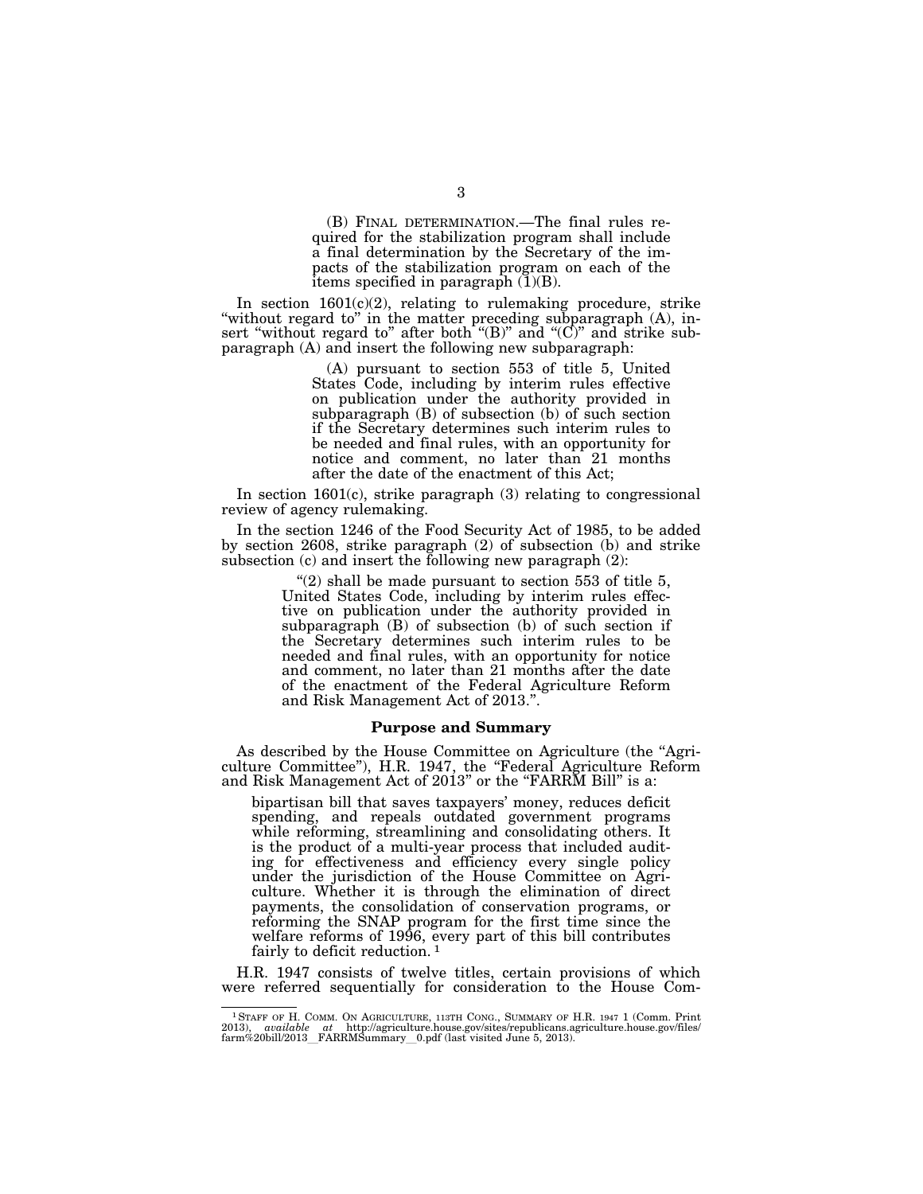(B) FINAL DETERMINATION.—The final rules required for the stabilization program shall include a final determination by the Secretary of the impacts of the stabilization program on each of the items specified in paragraph (1)(B).

In section 1601(c)(2), relating to rulemaking procedure, strike "without regard to" in the matter preceding subparagraph (A), insert "without regard to" after both "(B)" and "(C)" and strike subparagraph (A) and insert the following new subparagraph:

> (A) pursuant to section 553 of title 5, United States Code, including by interim rules effective on publication under the authority provided in subparagraph (B) of subsection (b) of such section if the Secretary determines such interim rules to be needed and final rules, with an opportunity for notice and comment, no later than 21 months after the date of the enactment of this Act;

In section 1601(c), strike paragraph (3) relating to congressional review of agency rulemaking.

In the section 1246 of the Food Security Act of 1985, to be added by section 2608, strike paragraph (2) of subsection (b) and strike subsection (c) and insert the following new paragraph (2):

> "(2) shall be made pursuant to section 553 of title 5, United States Code, including by interim rules effective on publication under the authority provided in subparagraph (B) of subsection (b) of such section if the Secretary determines such interim rules to be needed and final rules, with an opportunity for notice and comment, no later than 21 months after the date of the enactment of the Federal Agriculture Reform and Risk Management Act of 2013.".

## Purpose and Summary

As described by the House Committee on Agriculture (the "Agriculture Committee"), H.R. 1947, the "Federal Agriculture Reform and Risk Management Act of 2013" or the "FARRM Bill" is a:

> bipartisan bill that saves taxpayers' money, reduces deficit spending, and repeals outdated government programs while reforming, streamlining and consolidating others. It is the product of a multi-year process that included auditing for effectiveness and efficiency every single policy under the jurisdiction of the House Committee on Agriculture. Whether it is through the elimination of direct payments, the consolidation of conservation programs, or reforming the SNAP program for the first time since the welfare reforms of 1996, every part of this bill contributes fairly to deficit reduction. [1]

H.R. 1947 consists of twelve titles, certain provisions of which were referred sequentially for consideration to the House Com-

---

[1] STAFF OF H. COMM. ON AGRICULTURE, 113TH CONG., SUMMARY OF H.R. 1947 1 (Comm. Print 2013), *available at* http://agriculture.house.gov/sites/republicans.agriculture.house.gov/files/farm%20bill/2013__FARRMSummary__0.pdf (last visited June 5, 2013).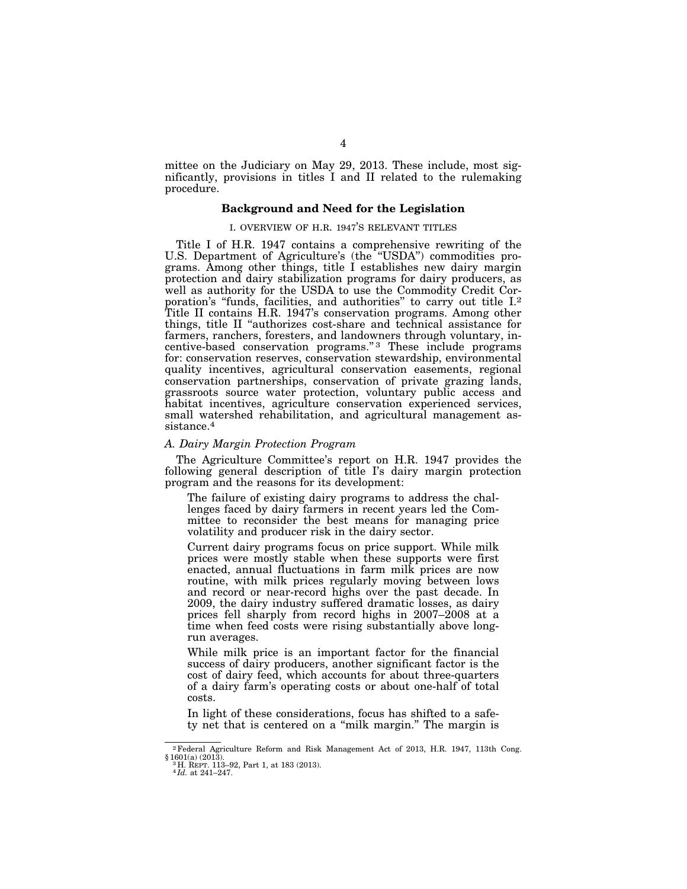mittee on the Judiciary on May 29, 2013. These include, most significantly, provisions in titles I and II related to the rulemaking procedure.

## Background and Need for the Legislation

### I. OVERVIEW OF H.R. 1947'S RELEVANT TITLES

Title I of H.R. 1947 contains a comprehensive rewriting of the U.S. Department of Agriculture's (the "USDA") commodities programs. Among other things, title I establishes new dairy margin protection and dairy stabilization programs for dairy producers, as well as authority for the USDA to use the Commodity Credit Corporation's "funds, facilities, and authorities" to carry out title I.[2] Title II contains H.R. 1947's conservation programs. Among other things, title II "authorizes cost-share and technical assistance for farmers, ranchers, foresters, and landowners through voluntary, incentive-based conservation programs."[3] These include programs for: conservation reserves, conservation stewardship, environmental quality incentives, agricultural conservation easements, regional conservation partnerships, conservation of private grazing lands, grassroots source water protection, voluntary public access and habitat incentives, agriculture conservation experienced services, small watershed rehabilitation, and agricultural management assistance.[4]

#### *A. Dairy Margin Protection Program*

The Agriculture Committee's report on H.R. 1947 provides the following general description of title I's dairy margin protection program and the reasons for its development:

> The failure of existing dairy programs to address the challenges faced by dairy farmers in recent years led the Committee to reconsider the best means for managing price volatility and producer risk in the dairy sector.
>
> Current dairy programs focus on price support. While milk prices were mostly stable when these supports were first enacted, annual fluctuations in farm milk prices are now routine, with milk prices regularly moving between lows and record or near-record highs over the past decade. In 2009, the dairy industry suffered dramatic losses, as dairy prices fell sharply from record highs in 2007–2008 at a time when feed costs were rising substantially above long-run averages.
>
> While milk price is an important factor for the financial success of dairy producers, another significant factor is the cost of dairy feed, which accounts for about three-quarters of a dairy farm's operating costs or about one-half of total costs.
>
> In light of these considerations, focus has shifted to a safety net that is centered on a "milk margin." The margin is

---

[2] Federal Agriculture Reform and Risk Management Act of 2013, H.R. 1947, 113th Cong. § 1601(a) (2013).

[3] H. REPT. 113–92, Part 1, at 183 (2013).

[4] *Id.* at 241–247.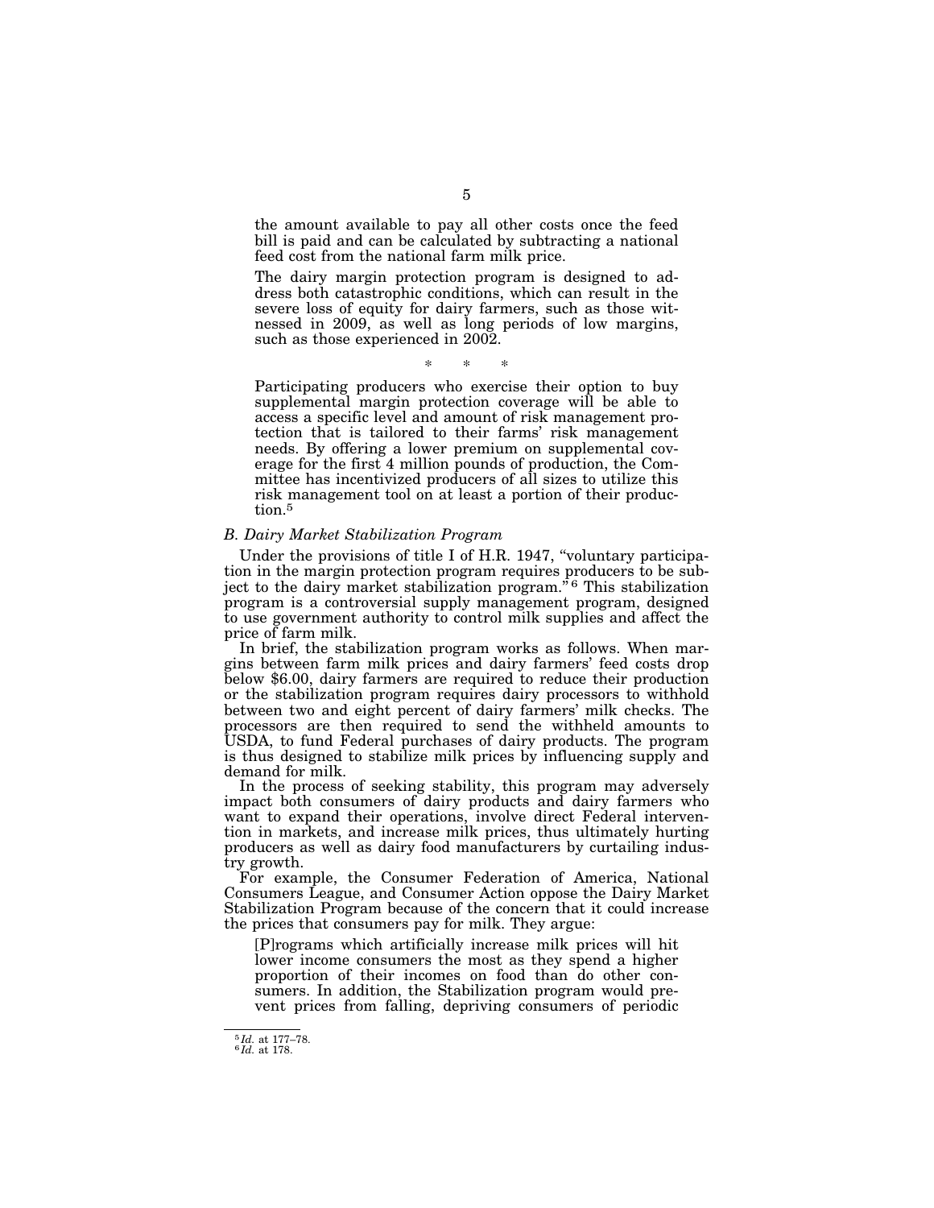> the amount available to pay all other costs once the feed bill is paid and can be calculated by subtracting a national feed cost from the national farm milk price.
>
> The dairy margin protection program is designed to address both catastrophic conditions, which can result in the severe loss of equity for dairy farmers, such as those witnessed in 2009, as well as long periods of low margins, such as those experienced in 2002.
>
> \* \* \*
>
> Participating producers who exercise their option to buy supplemental margin protection coverage will be able to access a specific level and amount of risk management protection that is tailored to their farms' risk management needs. By offering a lower premium on supplemental coverage for the first 4 million pounds of production, the Committee has incentivized producers of all sizes to utilize this risk management tool on at least a portion of their production.[5]

### *B. Dairy Market Stabilization Program*

Under the provisions of title I of H.R. 1947, "voluntary participation in the margin protection program requires producers to be subject to the dairy market stabilization program."[6] This stabilization program is a controversial supply management program, designed to use government authority to control milk supplies and affect the price of farm milk.

In brief, the stabilization program works as follows. When margins between farm milk prices and dairy farmers' feed costs drop below $6.00, dairy farmers are required to reduce their production or the stabilization program requires dairy processors to withhold between two and eight percent of dairy farmers' milk checks. The processors are then required to send the withheld amounts to USDA, to fund Federal purchases of dairy products. The program is thus designed to stabilize milk prices by influencing supply and demand for milk.

In the process of seeking stability, this program may adversely impact both consumers of dairy products and dairy farmers who want to expand their operations, involve direct Federal intervention in markets, and increase milk prices, thus ultimately hurting producers as well as dairy food manufacturers by curtailing industry growth.

For example, the Consumer Federation of America, National Consumers League, and Consumer Action oppose the Dairy Market Stabilization Program because of the concern that it could increase the prices that consumers pay for milk. They argue:

> [P]rograms which artificially increase milk prices will hit lower income consumers the most as they spend a higher proportion of their incomes on food than do other consumers. In addition, the Stabilization program would prevent prices from falling, depriving consumers of periodic

---

[5] *Id.* at 177–78.

[6] *Id.* at 178.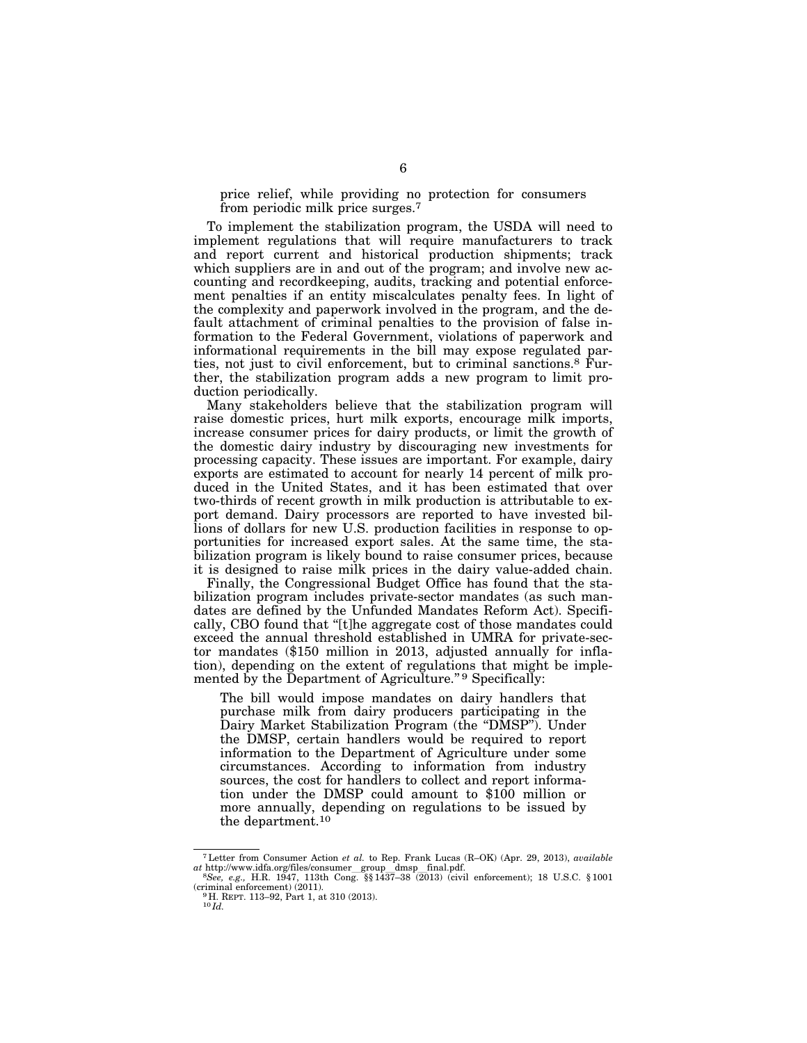price relief, while providing no protection for consumers from periodic milk price surges.[7]

To implement the stabilization program, the USDA will need to implement regulations that will require manufacturers to track and report current and historical production shipments; track which suppliers are in and out of the program; and involve new accounting and recordkeeping, audits, tracking and potential enforcement penalties if an entity miscalculates penalty fees. In light of the complexity and paperwork involved in the program, and the default attachment of criminal penalties to the provision of false information to the Federal Government, violations of paperwork and informational requirements in the bill may expose regulated parties, not just to civil enforcement, but to criminal sanctions.[8] Further, the stabilization program adds a new program to limit production periodically.

Many stakeholders believe that the stabilization program will raise domestic prices, hurt milk exports, encourage milk imports, increase consumer prices for dairy products, or limit the growth of the domestic dairy industry by discouraging new investments for processing capacity. These issues are important. For example, dairy exports are estimated to account for nearly 14 percent of milk produced in the United States, and it has been estimated that over two-thirds of recent growth in milk production is attributable to export demand. Dairy processors are reported to have invested billions of dollars for new U.S. production facilities in response to opportunities for increased export sales. At the same time, the stabilization program is likely bound to raise consumer prices, because it is designed to raise milk prices in the dairy value-added chain.

Finally, the Congressional Budget Office has found that the stabilization program includes private-sector mandates (as such mandates are defined by the Unfunded Mandates Reform Act). Specifically, CBO found that "[t]he aggregate cost of those mandates could exceed the annual threshold established in UMRA for private-sector mandates ($150 million in 2013, adjusted annually for inflation), depending on the extent of regulations that might be implemented by the Department of Agriculture." [9] Specifically:

> The bill would impose mandates on dairy handlers that purchase milk from dairy producers participating in the Dairy Market Stabilization Program (the "DMSP"). Under the DMSP, certain handlers would be required to report information to the Department of Agriculture under some circumstances. According to information from industry sources, the cost for handlers to collect and report information under the DMSP could amount to $100 million or more annually, depending on regulations to be issued by the department.[10]

---

[7] Letter from Consumer Action *et al.* to Rep. Frank Lucas (R–OK) (Apr. 29, 2013), *available at* http://www.idfa.org/files/consumer_group_dmsp_final.pdf.

[8] *See, e.g.*, H.R. 1947, 113th Cong. §§ 1437–38 (2013) (civil enforcement); 18 U.S.C. § 1001 (criminal enforcement) (2011).

[9] H. REPT. 113–92, Part 1, at 310 (2013).

[10] *Id.*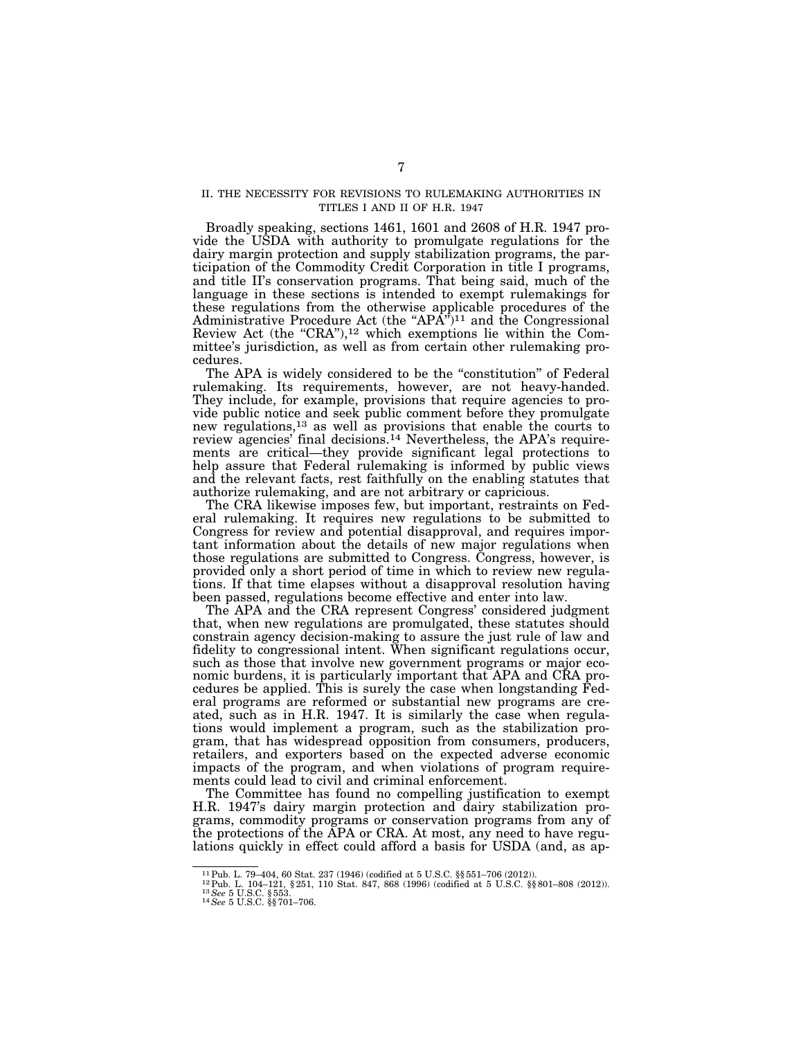## II. THE NECESSITY FOR REVISIONS TO RULEMAKING AUTHORITIES IN TITLES I AND II OF H.R. 1947

Broadly speaking, sections 1461, 1601 and 2608 of H.R. 1947 provide the USDA with authority to promulgate regulations for the dairy margin protection and supply stabilization programs, the participation of the Commodity Credit Corporation in title I programs, and title II's conservation programs. That being said, much of the language in these sections is intended to exempt rulemakings for these regulations from the otherwise applicable procedures of the Administrative Procedure Act (the "APA")[11] and the Congressional Review Act (the "CRA"),[12] which exemptions lie within the Committee's jurisdiction, as well as from certain other rulemaking procedures.

The APA is widely considered to be the "constitution" of Federal rulemaking. Its requirements, however, are not heavy-handed. They include, for example, provisions that require agencies to provide public notice and seek public comment before they promulgate new regulations,[13] as well as provisions that enable the courts to review agencies' final decisions.[14] Nevertheless, the APA's requirements are critical—they provide significant legal protections to help assure that Federal rulemaking is informed by public views and the relevant facts, rest faithfully on the enabling statutes that authorize rulemaking, and are not arbitrary or capricious.

The CRA likewise imposes few, but important, restraints on Federal rulemaking. It requires new regulations to be submitted to Congress for review and potential disapproval, and requires important information about the details of new major regulations when those regulations are submitted to Congress. Congress, however, is provided only a short period of time in which to review new regulations. If that time elapses without a disapproval resolution having been passed, regulations become effective and enter into law.

The APA and the CRA represent Congress' considered judgment that, when new regulations are promulgated, these statutes should constrain agency decision-making to assure the just rule of law and fidelity to congressional intent. When significant regulations occur, such as those that involve new government programs or major economic burdens, it is particularly important that APA and CRA procedures be applied. This is surely the case when longstanding Federal programs are reformed or substantial new programs are created, such as in H.R. 1947. It is similarly the case when regulations would implement a program, such as the stabilization program, that has widespread opposition from consumers, producers, retailers, and exporters based on the expected adverse economic impacts of the program, and when violations of program requirements could lead to civil and criminal enforcement.

The Committee has found no compelling justification to exempt H.R. 1947's dairy margin protection and dairy stabilization programs, commodity programs or conservation programs from any of the protections of the APA or CRA. At most, any need to have regulations quickly in effect could afford a basis for USDA (and, as ap-

---

[11] Pub. L. 79–404, 60 Stat. 237 (1946) (codified at 5 U.S.C. §§551–706 (2012)).
[12] Pub. L. 104–121, §251, 110 Stat. 847, 868 (1996) (codified at 5 U.S.C. §§801–808 (2012)).
[13] *See* 5 U.S.C. §553.
[14] *See* 5 U.S.C. §§701–706.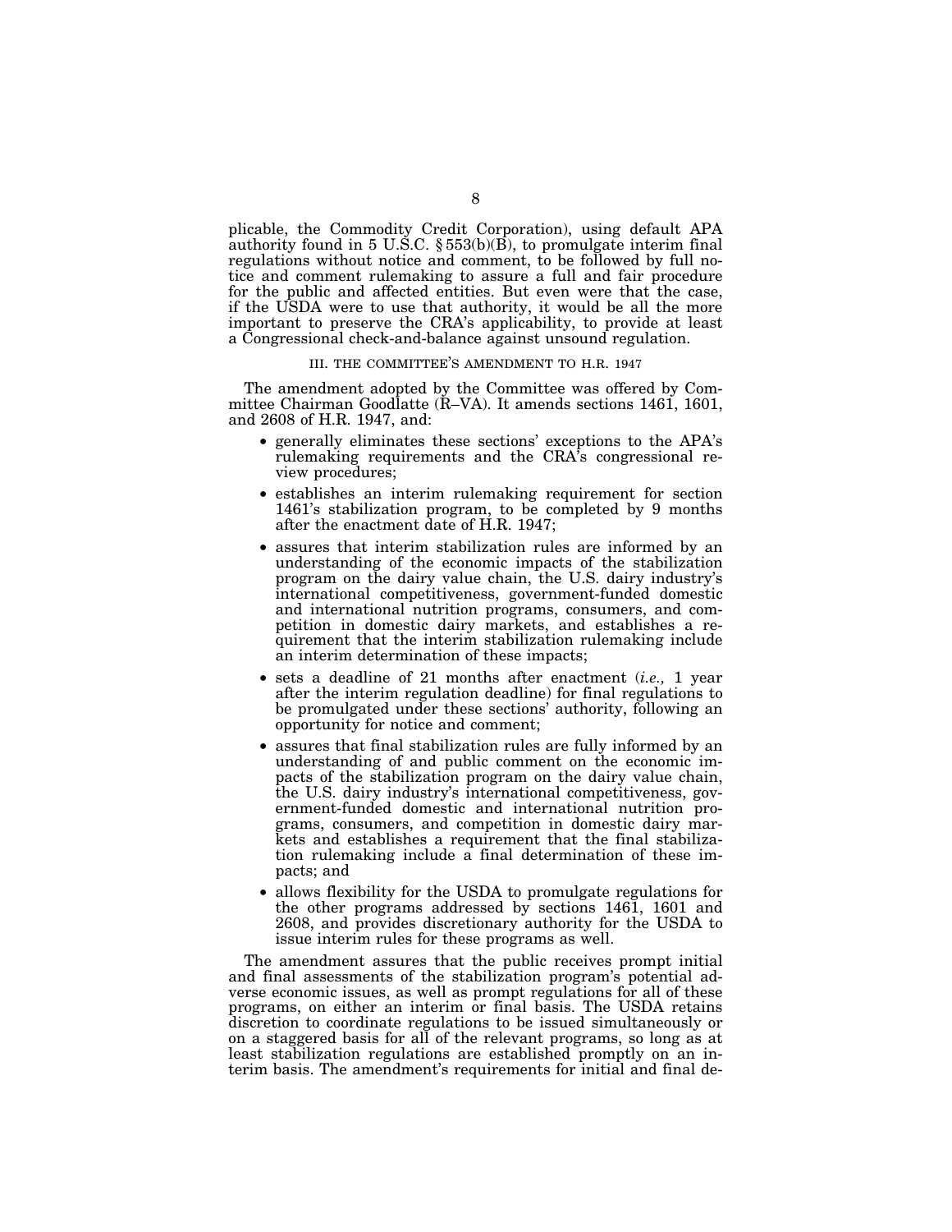plicable, the Commodity Credit Corporation), using default APA authority found in 5 U.S.C. § 553(b)(B), to promulgate interim final regulations without notice and comment, to be followed by full notice and comment rulemaking to assure a full and fair procedure for the public and affected entities. But even were that the case, if the USDA were to use that authority, it would be all the more important to preserve the CRA's applicability, to provide at least a Congressional check-and-balance against unsound regulation.

### III. THE COMMITTEE'S AMENDMENT TO H.R. 1947

The amendment adopted by the Committee was offered by Committee Chairman Goodlatte (R–VA). It amends sections 1461, 1601, and 2608 of H.R. 1947, and:

- generally eliminates these sections' exceptions to the APA's rulemaking requirements and the CRA's congressional review procedures;
- establishes an interim rulemaking requirement for section 1461's stabilization program, to be completed by 9 months after the enactment date of H.R. 1947;
- assures that interim stabilization rules are informed by an understanding of the economic impacts of the stabilization program on the dairy value chain, the U.S. dairy industry's international competitiveness, government-funded domestic and international nutrition programs, consumers, and competition in domestic dairy markets, and establishes a requirement that the interim stabilization rulemaking include an interim determination of these impacts;
- sets a deadline of 21 months after enactment (*i.e.,* 1 year after the interim regulation deadline) for final regulations to be promulgated under these sections' authority, following an opportunity for notice and comment;
- assures that final stabilization rules are fully informed by an understanding of and public comment on the economic impacts of the stabilization program on the dairy value chain, the U.S. dairy industry's international competitiveness, government-funded domestic and international nutrition programs, consumers, and competition in domestic dairy markets and establishes a requirement that the final stabilization rulemaking include a final determination of these impacts; and
- allows flexibility for the USDA to promulgate regulations for the other programs addressed by sections 1461, 1601 and 2608, and provides discretionary authority for the USDA to issue interim rules for these programs as well.

The amendment assures that the public receives prompt initial and final assessments of the stabilization program's potential adverse economic issues, as well as prompt regulations for all of these programs, on either an interim or final basis. The USDA retains discretion to coordinate regulations to be issued simultaneously or on a staggered basis for all of the relevant programs, so long as at least stabilization regulations are established promptly on an interim basis. The amendment's requirements for initial and final de-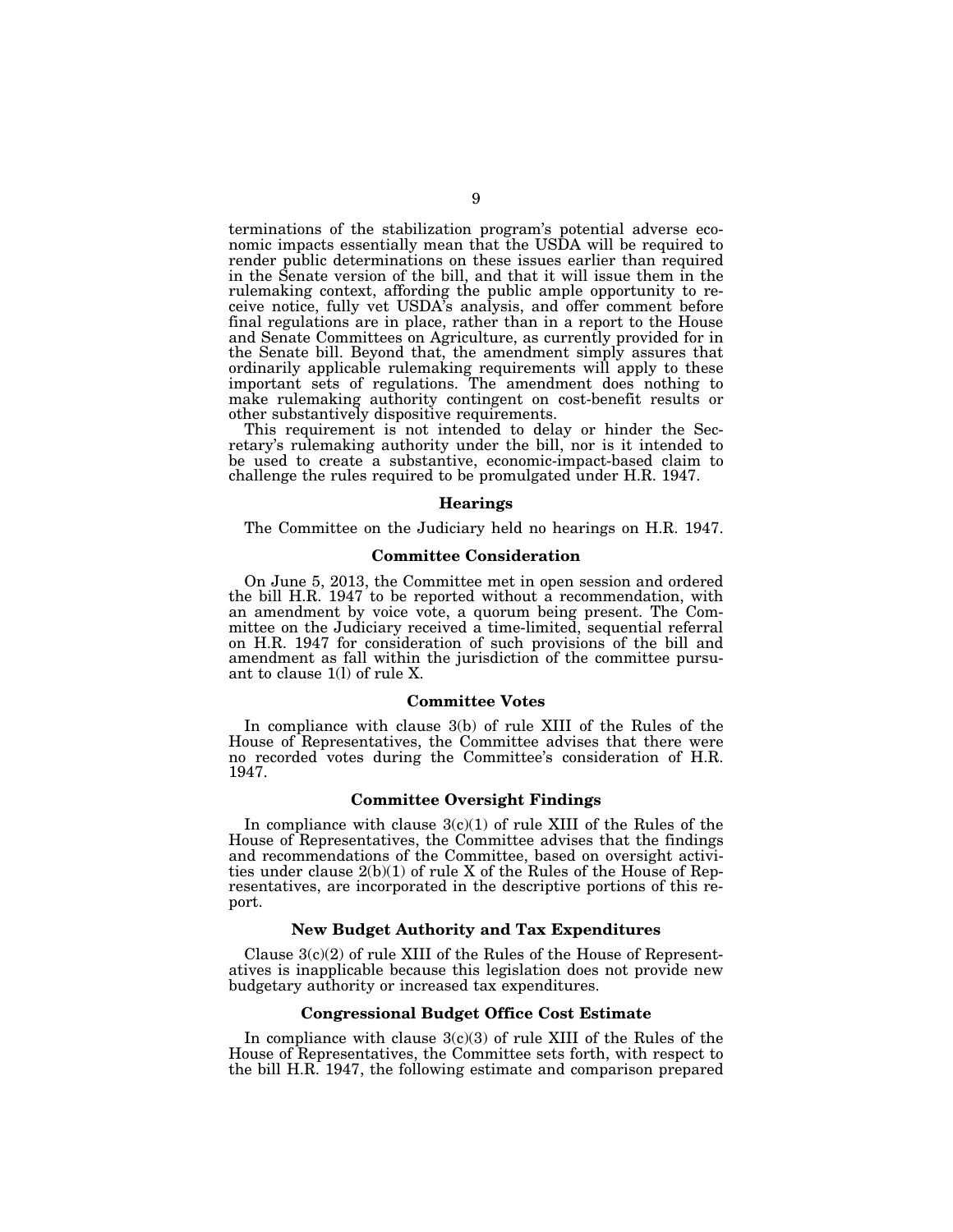terminations of the stabilization program's potential adverse economic impacts essentially mean that the USDA will be required to render public determinations on these issues earlier than required in the Senate version of the bill, and that it will issue them in the rulemaking context, affording the public ample opportunity to receive notice, fully vet USDA's analysis, and offer comment before final regulations are in place, rather than in a report to the House and Senate Committees on Agriculture, as currently provided for in the Senate bill. Beyond that, the amendment simply assures that ordinarily applicable rulemaking requirements will apply to these important sets of regulations. The amendment does nothing to make rulemaking authority contingent on cost-benefit results or other substantively dispositive requirements.

This requirement is not intended to delay or hinder the Secretary's rulemaking authority under the bill, nor is it intended to be used to create a substantive, economic-impact-based claim to challenge the rules required to be promulgated under H.R. 1947.

### Hearings

The Committee on the Judiciary held no hearings on H.R. 1947.

### Committee Consideration

On June 5, 2013, the Committee met in open session and ordered the bill H.R. 1947 to be reported without a recommendation, with an amendment by voice vote, a quorum being present. The Committee on the Judiciary received a time-limited, sequential referral on H.R. 1947 for consideration of such provisions of the bill and amendment as fall within the jurisdiction of the committee pursuant to clause 1(l) of rule X.

### Committee Votes

In compliance with clause 3(b) of rule XIII of the Rules of the House of Representatives, the Committee advises that there were no recorded votes during the Committee's consideration of H.R. 1947.

### Committee Oversight Findings

In compliance with clause 3(c)(1) of rule XIII of the Rules of the House of Representatives, the Committee advises that the findings and recommendations of the Committee, based on oversight activities under clause 2(b)(1) of rule X of the Rules of the House of Representatives, are incorporated in the descriptive portions of this report.

### New Budget Authority and Tax Expenditures

Clause 3(c)(2) of rule XIII of the Rules of the House of Representatives is inapplicable because this legislation does not provide new budgetary authority or increased tax expenditures.

### Congressional Budget Office Cost Estimate

In compliance with clause 3(c)(3) of rule XIII of the Rules of the House of Representatives, the Committee sets forth, with respect to the bill H.R. 1947, the following estimate and comparison prepared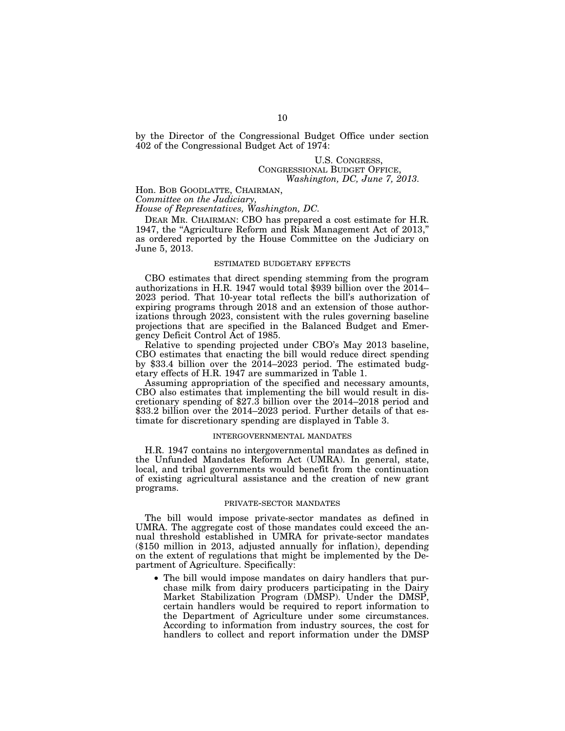by the Director of the Congressional Budget Office under section 402 of the Congressional Budget Act of 1974:

U.S. CONGRESS,
CONGRESSIONAL BUDGET OFFICE,
*Washington, DC, June 7, 2013.*

Hon. BOB GOODLATTE, CHAIRMAN,
*Committee on the Judiciary,*
*House of Representatives, Washington, DC.*

DEAR MR. CHAIRMAN: CBO has prepared a cost estimate for H.R. 1947, the "Agriculture Reform and Risk Management Act of 2013," as ordered reported by the House Committee on the Judiciary on June 5, 2013.

ESTIMATED BUDGETARY EFFECTS

CBO estimates that direct spending stemming from the program authorizations in H.R. 1947 would total $939 billion over the 2014–2023 period. That 10-year total reflects the bill's authorization of expiring programs through 2018 and an extension of those authorizations through 2023, consistent with the rules governing baseline projections that are specified in the Balanced Budget and Emergency Deficit Control Act of 1985.

Relative to spending projected under CBO's May 2013 baseline, CBO estimates that enacting the bill would reduce direct spending by $33.4 billion over the 2014–2023 period. The estimated budgetary effects of H.R. 1947 are summarized in Table 1.

Assuming appropriation of the specified and necessary amounts, CBO also estimates that implementing the bill would result in discretionary spending of $27.3 billion over the 2014–2018 period and $33.2 billion over the 2014–2023 period. Further details of that estimate for discretionary spending are displayed in Table 3.

INTERGOVERNMENTAL MANDATES

H.R. 1947 contains no intergovernmental mandates as defined in the Unfunded Mandates Reform Act (UMRA). In general, state, local, and tribal governments would benefit from the continuation of existing agricultural assistance and the creation of new grant programs.

PRIVATE-SECTOR MANDATES

The bill would impose private-sector mandates as defined in UMRA. The aggregate cost of those mandates could exceed the annual threshold established in UMRA for private-sector mandates ($150 million in 2013, adjusted annually for inflation), depending on the extent of regulations that might be implemented by the Department of Agriculture. Specifically:

- The bill would impose mandates on dairy handlers that purchase milk from dairy producers participating in the Dairy Market Stabilization Program (DMSP). Under the DMSP, certain handlers would be required to report information to the Department of Agriculture under some circumstances. According to information from industry sources, the cost for handlers to collect and report information under the DMSP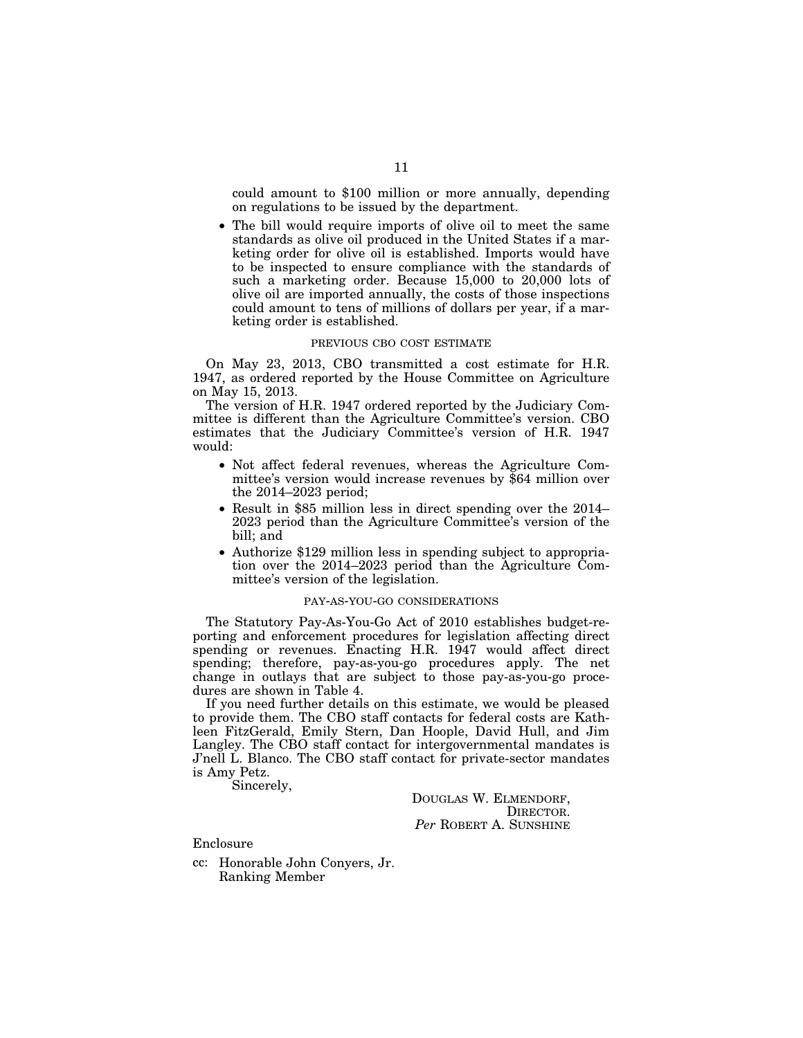could amount to $100 million or more annually, depending on regulations to be issued by the department.

- The bill would require imports of olive oil to meet the same standards as olive oil produced in the United States if a marketing order for olive oil is established. Imports would have to be inspected to ensure compliance with the standards of such a marketing order. Because 15,000 to 20,000 lots of olive oil are imported annually, the costs of those inspections could amount to tens of millions of dollars per year, if a marketing order is established.

### PREVIOUS CBO COST ESTIMATE

On May 23, 2013, CBO transmitted a cost estimate for H.R. 1947, as ordered reported by the House Committee on Agriculture on May 15, 2013.

The version of H.R. 1947 ordered reported by the Judiciary Committee is different than the Agriculture Committee's version. CBO estimates that the Judiciary Committee's version of H.R. 1947 would:

- Not affect federal revenues, whereas the Agriculture Committee's version would increase revenues by $64 million over the 2014–2023 period;
- Result in $85 million less in direct spending over the 2014–2023 period than the Agriculture Committee's version of the bill; and
- Authorize $129 million less in spending subject to appropriation over the 2014–2023 period than the Agriculture Committee's version of the legislation.

### PAY-AS-YOU-GO CONSIDERATIONS

The Statutory Pay-As-You-Go Act of 2010 establishes budget-reporting and enforcement procedures for legislation affecting direct spending or revenues. Enacting H.R. 1947 would affect direct spending; therefore, pay-as-you-go procedures apply. The net change in outlays that are subject to those pay-as-you-go procedures are shown in Table 4.

If you need further details on this estimate, we would be pleased to provide them. The CBO staff contacts for federal costs are Kathleen FitzGerald, Emily Stern, Dan Hoople, David Hull, and Jim Langley. The CBO staff contact for intergovernmental mandates is J'nell L. Blanco. The CBO staff contact for private-sector mandates is Amy Petz.

Sincerely,

DOUGLAS W. ELMENDORF,
DIRECTOR.
*Per* ROBERT A. SUNSHINE

Enclosure

cc: Honorable John Conyers, Jr.
Ranking Member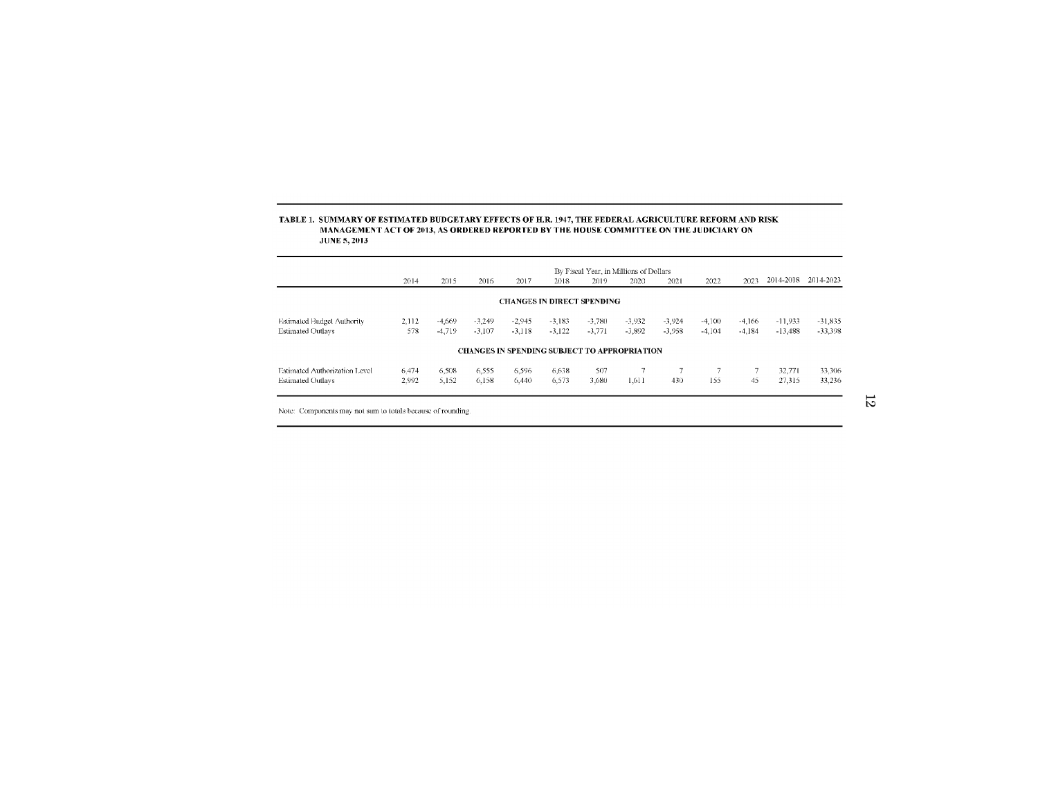**TABLE 1. SUMMARY OF ESTIMATED BUDGETARY EFFECTS OF H.R. 1947, THE FEDERAL AGRICULTURE REFORM AND RISK MANAGEMENT ACT OF 2013, AS ORDERED REPORTED BY THE HOUSE COMMITTEE ON THE JUDICIARY ON JUNE 5, 2013**

| | By Fiscal Year, in Millions of Dollars | | | | | | | | | | | |
|---|---|---|---|---|---|---|---|---|---|---|---|---|
| | 2014 | 2015 | 2016 | 2017 | 2018 | 2019 | 2020 | 2021 | 2022 | 2023 | 2014-2018 | 2014-2023 |
| **CHANGES IN DIRECT SPENDING** | | | | | | | | | | | | |
| Estimated Budget Authority | 2,112 | -4,669 | -3,249 | -2,945 | -3,183 | -3,780 | -3,932 | -3,924 | -4,100 | -4,166 | -11,933 | -31,835 |
| Estimated Outlays | 578 | -4,719 | -3,107 | -3,118 | -3,122 | -3,771 | -3,892 | -3,958 | -4,104 | -4,184 | -13,488 | -33,398 |
| **CHANGES IN SPENDING SUBJECT TO APPROPRIATION** | | | | | | | | | | | | |
| Estimated Authorization Level | 6,474 | 6,508 | 6,555 | 6,596 | 6,638 | 507 | 7 | 7 | 7 | 7 | 32,771 | 33,306 |
| Estimated Outlays | 2,992 | 5,152 | 6,158 | 6,440 | 6,573 | 3,680 | 1,611 | 430 | 155 | 45 | 27,315 | 33,236 |

Note: Components may not sum to totals because of rounding.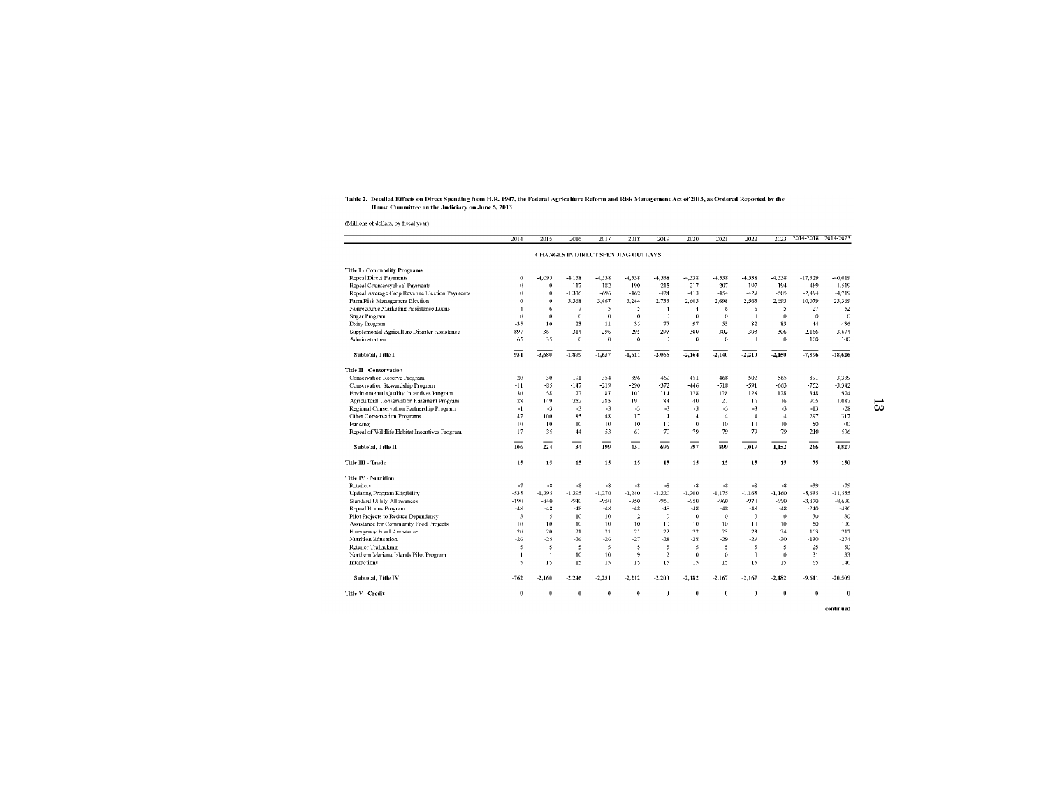Table 2. Detailed Effects on Direct Spending from H.R. 1947, the Federal Agriculture Reform and Risk Management Act of 2013, as Ordered Reported by the House Committee on the Judiciary on June 5, 2013

(Millions of dollars, by fiscal year)

| | 2014 | 2015 | 2016 | 2017 | 2018 | 2019 | 2020 | 2021 | 2022 | 2023 | 2014-2018 | 2014-2023 |
|---|---|---|---|---|---|---|---|---|---|---|---|---|
| | | | | | CHANGES IN DIRECT SPENDING OUTLAYS | | | | | | | |
| **Title I - Commodity Programs** | | | | | | | | | | | | |
| Repeal Direct Payments | 0 | -4,095 | -4,158 | -4,538 | -4,538 | -4,538 | -4,538 | -4,538 | -4,538 | -4,538 | -17,329 | -40,019 |
| Repeal Countercyclical Payments | 0 | 0 | -117 | -182 | -190 | -215 | -217 | -207 | -197 | -194 | -489 | -1,519 |
| Repeal Average Crop Revenue Election Payments | 0 | 0 | -1,336 | -696 | -462 | -424 | -413 | -454 | -429 | -505 | -2,494 | -4,719 |
| Farm Risk Management Election | 0 | 0 | 3,368 | 3,467 | 3,244 | 2,733 | 2,603 | 2,698 | 2,563 | 2,693 | 10,079 | 23,369 |
| Nonrecourse Marketing Assistance Loans | 4 | 6 | 7 | 5 | 5 | 4 | 4 | 6 | 6 | 5 | 27 | 52 |
| Sugar Program | 0 | 0 | 0 | 0 | 0 | 0 | 0 | 0 | 0 | 0 | 0 | 0 |
| Dairy Program | -35 | 10 | 23 | 11 | 35 | 77 | 57 | 53 | 82 | 83 | 44 | 436 |
| Supplemental Agriculture Disaster Assistance | 897 | 364 | 314 | 296 | 295 | 297 | 300 | 302 | 303 | 306 | 2,166 | 3,674 |
| Administration | 65 | 35 | 0 | 0 | 0 | 0 | 0 | 0 | 0 | 0 | 100 | 100 |
| **Subtotal, Title I** | **931** | **-3,680** | **-1,899** | **-1,637** | **-1,611** | **-2,066** | **-2,164** | **-2,140** | **-2,210** | **-2,150** | **-7,896** | **-18,626** |
| **Title II - Conservation** | | | | | | | | | | | | |
| Conservation Reserve Program | 20 | 30 | -191 | -354 | -396 | -462 | -451 | -468 | -502 | -565 | -891 | -3,339 |
| Conservation Stewardship Program | -11 | -85 | -147 | -219 | -290 | -372 | -446 | -518 | -591 | -663 | -752 | -3,342 |
| Environmental Quality Incentives Program | 30 | 58 | 72 | 87 | 101 | 114 | 128 | 128 | 128 | 128 | 348 | 974 |
| Agricultural Conservation Easement Program | 28 | 149 | 252 | 285 | 191 | 83 | 40 | 27 | 16 | 16 | 905 | 1,087 |
| Regional Conservation Partnership Program | -1 | -3 | -3 | -3 | -3 | -3 | -3 | -3 | -3 | -3 | -13 | -28 |
| Other Conservation Programs | 47 | 100 | 85 | 48 | 17 | 4 | 4 | 4 | 4 | 4 | 297 | 317 |
| Funding | 10 | 10 | 10 | 10 | 10 | 10 | 10 | 10 | 10 | 10 | 50 | 100 |
| Repeal of Wildlife Habitat Incentives Program | -17 | -35 | -44 | -53 | -61 | -70 | -79 | -79 | -79 | -79 | -210 | -596 |
| **Subtotal, Title II** | **106** | **224** | **34** | **-199** | **-431** | **-696** | **-797** | **-899** | **-1,017** | **-1,152** | **-266** | **-4,827** |
| **Title III - Trade** | 15 | 15 | 15 | 15 | 15 | 15 | 15 | 15 | 15 | 15 | 75 | 150 |
| **Title IV - Nutrition** | | | | | | | | | | | | |
| Retailers | -7 | -8 | -8 | -8 | -8 | -8 | -8 | -8 | -8 | -8 | -39 | -79 |
| Updating Program Eligibility | -535 | -1,295 | -1,295 | -1,270 | -1,240 | -1,220 | -1,200 | -1,175 | -1,165 | -1,160 | -5,635 | -11,555 |
| Standard Utility Allowances | -190 | -840 | -940 | -950 | -950 | -950 | -950 | -960 | -970 | -990 | -3,870 | -8,690 |
| Repeal Bonus Program | -48 | -48 | -48 | -48 | -48 | -48 | -48 | -48 | -48 | -48 | -240 | -480 |
| Pilot Projects to Reduce Dependency | 3 | 5 | 10 | 10 | 2 | 0 | 0 | 0 | 0 | 0 | 30 | 30 |
| Assistance for Community Food Projects | 10 | 10 | 10 | 10 | 10 | 10 | 10 | 10 | 10 | 10 | 50 | 100 |
| Emergency Food Assistance | 20 | 20 | 21 | 21 | 21 | 22 | 22 | 23 | 23 | 24 | 103 | 217 |
| Nutrition Education | -26 | -25 | -26 | -26 | -27 | -28 | -28 | -29 | -29 | -30 | -130 | -274 |
| Retailer Trafficking | 5 | 5 | 5 | 5 | 5 | 5 | 5 | 5 | 5 | 5 | 25 | 50 |
| Northern Mariana Islands Pilot Program | 1 | 1 | 10 | 10 | 9 | 2 | 0 | 0 | 0 | 0 | 31 | 33 |
| Interactions | 5 | 15 | 15 | 15 | 15 | 15 | 15 | 15 | 15 | 15 | 65 | 140 |
| **Subtotal, Title IV** | **-762** | **-2,160** | **-2,246** | **-2,231** | **-2,212** | **-2,200** | **-2,182** | **-2,167** | **-2,167** | **-2,182** | **-9,611** | **-20,509** |
| **Title V - Credit** | 0 | 0 | 0 | 0 | 0 | 0 | 0 | 0 | 0 | 0 | 0 | 0 |

continued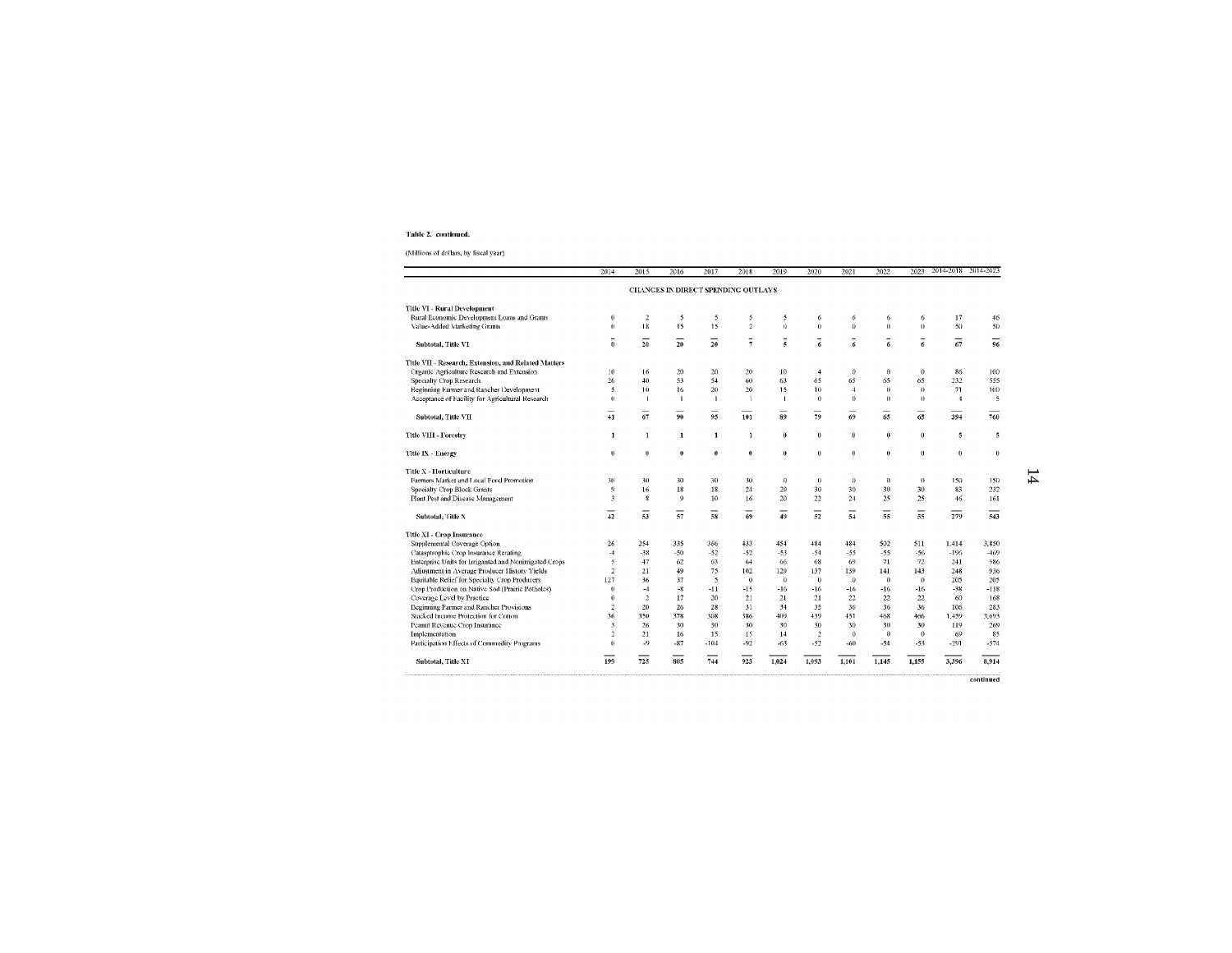**Table 2. continued.**

(Millions of dollars, by fiscal year)

| | 2014 | 2015 | 2016 | 2017 | 2018 | 2019 | 2020 | 2021 | 2022 | 2023 | 2014-2018 | 2014-2023 |
|---|---|---|---|---|---|---|---|---|---|---|---|---|
| | | | | | CHANGES IN DIRECT SPENDING OUTLAYS | | | | | | | |
| **Title VI - Rural Development** | | | | | | | | | | | | |
| Rural Economic Development Loans and Grants | 0 | 2 | 5 | 5 | 5 | 5 | 6 | 6 | 6 | 6 | 17 | 46 |
| Value-Added Marketing Grants | 0 | 18 | 15 | 15 | 2 | 0 | 0 | 0 | 0 | 0 | 50 | 50 |
| **Subtotal, Title VI** | 0 | 20 | 20 | 20 | 7 | 5 | 6 | 6 | 6 | 6 | 67 | 96 |
| **Title VII - Research, Extension, and Related Matters** | | | | | | | | | | | | |
| Organic Agriculture Research and Extension | 10 | 16 | 20 | 20 | 20 | 10 | 4 | 0 | 0 | 0 | 86 | 100 |
| Specialty Crop Research | 26 | 40 | 53 | 54 | 60 | 63 | 65 | 65 | 65 | 65 | 232 | 555 |
| Beginning Farmer and Rancher Development | 5 | 10 | 16 | 20 | 20 | 15 | 10 | 4 | 0 | 0 | 71 | 100 |
| Acceptance of Facility for Agricultural Research | 0 | 1 | 1 | 1 | 1 | 1 | 0 | 0 | 0 | 0 | 4 | 5 |
| **Subtotal, Title VII** | 41 | 67 | 90 | 95 | 101 | 89 | 79 | 69 | 65 | 65 | 394 | 760 |
| **Title VIII - Forestry** | 1 | 1 | 1 | 1 | 1 | 0 | 0 | 0 | 0 | 0 | 5 | 5 |
| **Title IX - Energy** | 0 | 0 | 0 | 0 | 0 | 0 | 0 | 0 | 0 | 0 | 0 | 0 |
| **Title X - Horticulture** | | | | | | | | | | | | |
| Farmers Market and Local Food Promotion | 30 | 30 | 30 | 30 | 30 | 0 | 0 | 0 | 0 | 0 | 150 | 150 |
| Specialty Crop Block Grants | 9 | 16 | 18 | 18 | 24 | 29 | 30 | 30 | 30 | 30 | 83 | 232 |
| Plant Pest and Disease Management | 3 | 8 | 9 | 10 | 16 | 20 | 22 | 24 | 25 | 25 | 46 | 161 |
| **Subtotal, Title X** | 42 | 53 | 57 | 58 | 69 | 49 | 52 | 54 | 55 | 55 | 279 | 543 |
| **Title XI - Crop Insurance** | | | | | | | | | | | | |
| Supplemental Coverage Option | 26 | 254 | 335 | 366 | 433 | 454 | 484 | 484 | 502 | 511 | 1,414 | 3,850 |
| Catastrophic Crop Insurance Rerating | -4 | -38 | -50 | -52 | -52 | -53 | -54 | -55 | -55 | -56 | -196 | -469 |
| Enterprise Units for Irrigated and Nonirrigated Crops | 5 | 47 | 62 | 63 | 64 | 66 | 68 | 69 | 71 | 72 | 241 | 586 |
| Adjustment in Average Producer History Yields | 2 | 21 | 49 | 75 | 102 | 129 | 137 | 139 | 141 | 143 | 248 | 936 |
| Equitable Relief for Specialty Crop Producers | 127 | 36 | 37 | 5 | 0 | 0 | 0 | 0 | 0 | 0 | 205 | 205 |
| Crop Production on Native Sod (Prairie Potholes) | 0 | -4 | -8 | -11 | -15 | -16 | -16 | -16 | -16 | -16 | -38 | -118 |
| Coverage Level by Practice | 0 | 2 | 17 | 20 | 21 | 21 | 21 | 22 | 22 | 22 | 60 | 168 |
| Beginning Farmer and Rancher Provisions | 2 | 20 | 26 | 28 | 31 | 34 | 35 | 36 | 36 | 36 | 106 | 283 |
| Stacked Income Protection for Cotton | 36 | 350 | 378 | 308 | 386 | 409 | 439 | 451 | 468 | 466 | 1,459 | 3,693 |
| Peanut Revenue Crop Insurance | 3 | 26 | 30 | 30 | 30 | 30 | 30 | 30 | 30 | 30 | 119 | 269 |
| Implementation | 2 | 21 | 16 | 15 | 15 | 14 | 2 | 0 | 0 | 0 | 69 | 85 |
| Participation Effects of Commodity Programs | 0 | -9 | -87 | -104 | -92 | -63 | -52 | -60 | -54 | -53 | -291 | -574 |
| **Subtotal, Title XI** | 199 | 725 | 805 | 744 | 923 | 1,024 | 1,093 | 1,101 | 1,145 | 1,155 | 3,396 | 8,914 |

continued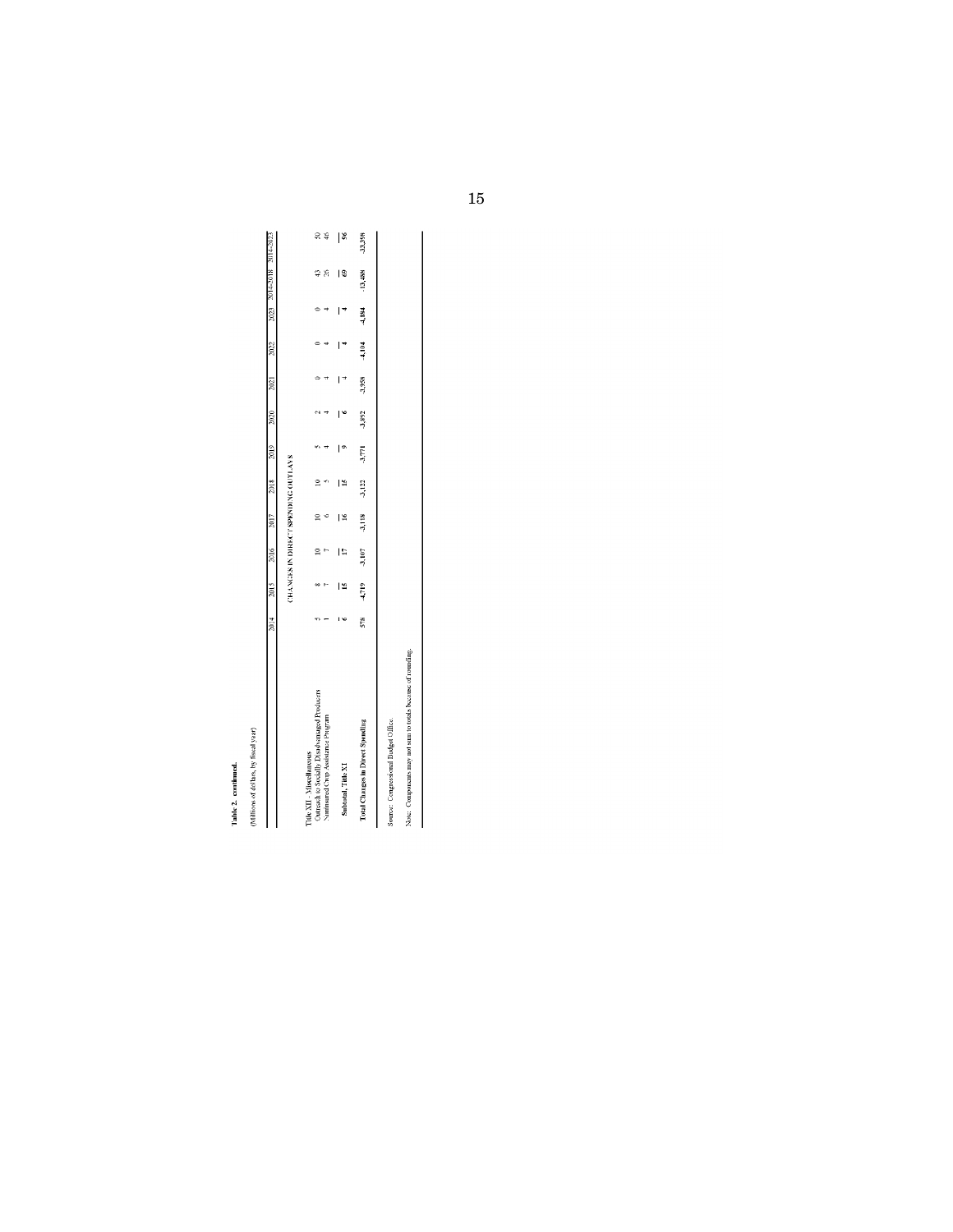**Table 2. continued.**

(Millions of dollars, by fiscal year)

| | 2014 | 2015 | 2016 | 2017 | 2018 | 2019 | 2020 | 2021 | 2022 | 2023 | 2014-2018 | 2014-2023 |
|---|---|---|---|---|---|---|---|---|---|---|---|---|
| | | | CHANGES IN DIRECT SPENDING OUTLAYS | | | | | | | | | |
| Title XII - Miscellaneous | | | | | | | | | | | | |
| Outreach to Socially Disadvantaged Producers | 5 | 8 | 10 | 10 | 10 | 5 | 2 | 0 | 0 | 0 | 43 | 50 |
| Noninsured Crop Assistance Program | 1 | 7 | 7 | 6 | 5 | 4 | 4 | 4 | 4 | 4 | 26 | 46 |
| **Subtotal, Title XI** | **6** | **15** | **17** | **16** | **15** | **9** | **6** | **4** | **4** | **4** | **69** | **96** |
| **Total Changes in Direct Spending** | **578** | **-4,719** | **-3,107** | **-3,118** | **-3,122** | **-3,771** | **-3,892** | **-3,958** | **-4,104** | **-4,184** | **-13,488** | **-33,398** |

Source: Congressional Budget Office.

Note: Components may not sum to totals because of rounding.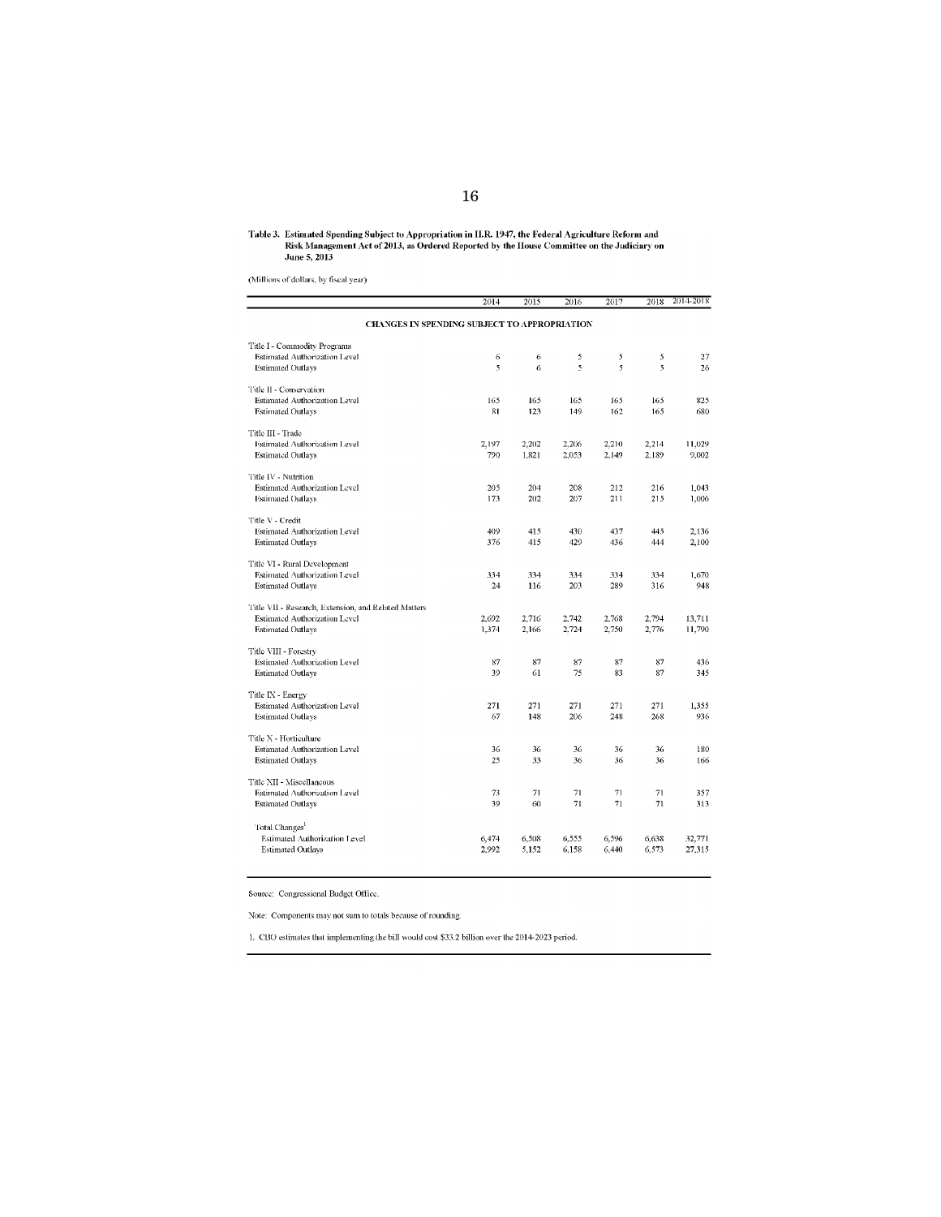**Table 3. Estimated Spending Subject to Appropriation in H.R. 1947, the Federal Agriculture Reform and Risk Management Act of 2013, as Ordered Reported by the House Committee on the Judiciary on June 5, 2013**

(Millions of dollars, by fiscal year)

| | 2014 | 2015 | 2016 | 2017 | 2018 | 2014-2018 |
|---|---|---|---|---|---|---|
| **CHANGES IN SPENDING SUBJECT TO APPROPRIATION** | | | | | | |
| Title I - Commodity Programs | | | | | | |
| Estimated Authorization Level | 6 | 6 | 5 | 5 | 5 | 27 |
| Estimated Outlays | 5 | 6 | 5 | 5 | 5 | 26 |
| Title II - Conservation | | | | | | |
| Estimated Authorization Level | 165 | 165 | 165 | 165 | 165 | 825 |
| Estimated Outlays | 81 | 123 | 149 | 162 | 165 | 680 |
| Title III - Trade | | | | | | |
| Estimated Authorization Level | 2,197 | 2,202 | 2,206 | 2,210 | 2,214 | 11,029 |
| Estimated Outlays | 790 | 1,821 | 2,053 | 2,149 | 2,189 | 9,002 |
| Title IV - Nutrition | | | | | | |
| Estimated Authorization Level | 205 | 204 | 208 | 212 | 216 | 1,043 |
| Estimated Outlays | 173 | 202 | 207 | 211 | 215 | 1,006 |
| Title V - Credit | | | | | | |
| Estimated Authorization Level | 409 | 415 | 430 | 437 | 445 | 2,136 |
| Estimated Outlays | 376 | 415 | 429 | 436 | 444 | 2,100 |
| Title VI - Rural Development | | | | | | |
| Estimated Authorization Level | 334 | 334 | 334 | 334 | 334 | 1,670 |
| Estimated Outlays | 24 | 116 | 203 | 289 | 316 | 948 |
| Title VII - Research, Extension, and Related Matters | | | | | | |
| Estimated Authorization Level | 2,692 | 2,716 | 2,742 | 2,768 | 2,794 | 13,711 |
| Estimated Outlays | 1,374 | 2,166 | 2,724 | 2,750 | 2,776 | 11,790 |
| Title VIII - Forestry | | | | | | |
| Estimated Authorization Level | 87 | 87 | 87 | 87 | 87 | 436 |
| Estimated Outlays | 39 | 61 | 75 | 83 | 87 | 345 |
| Title IX - Energy | | | | | | |
| Estimated Authorization Level | 271 | 271 | 271 | 271 | 271 | 1,355 |
| Estimated Outlays | 67 | 148 | 206 | 248 | 268 | 936 |
| Title X - Horticulture | | | | | | |
| Estimated Authorization Level | 36 | 36 | 36 | 36 | 36 | 180 |
| Estimated Outlays | 25 | 33 | 36 | 36 | 36 | 166 |
| Title XII - Miscellaneous | | | | | | |
| Estimated Authorization Level | 73 | 71 | 71 | 71 | 71 | 357 |
| Estimated Outlays | 39 | 60 | 71 | 71 | 71 | 313 |
| Total Changes[1] | | | | | | |
| Estimated Authorization Level | 6,474 | 6,508 | 6,555 | 6,596 | 6,638 | 32,771 |
| Estimated Outlays | 2,992 | 5,152 | 6,158 | 6,440 | 6,573 | 27,315 |

Source: Congressional Budget Office.

Note: Components may not sum to totals because of rounding.

1. CBO estimates that implementing the bill would cost $33.2 billion over the 2014-2023 period.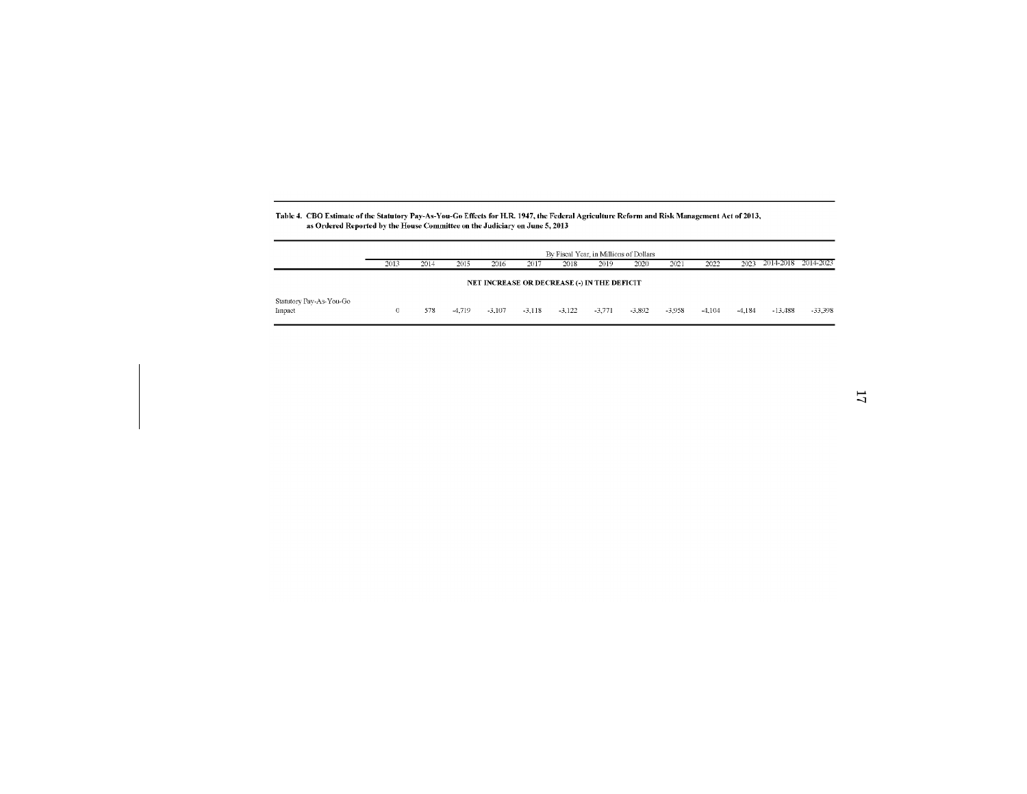**Table 4. CBO Estimate of the Statutory Pay-As-You-Go Effects for H.R. 1947, the Federal Agriculture Reform and Risk Management Act of 2013, as Ordered Reported by the House Committee on the Judiciary on June 5, 2013**

| | By Fiscal Year, in Millions of Dollars | | | | | | | | | | | | |
|---|---|---|---|---|---|---|---|---|---|---|---|---|---|
| | 2013 | 2014 | 2015 | 2016 | 2017 | 2018 | 2019 | 2020 | 2021 | 2022 | 2023 | 2014-2018 | 2014-2023 |
| **NET INCREASE OR DECREASE (-) IN THE DEFICIT** | | | | | | | | | | | | | |
| Statutory Pay-As-You-Go Impact | 0 | 578 | -4,719 | -3,107 | -3,118 | -3,122 | -3,771 | -3,892 | -3,958 | -4,104 | -4,184 | -13,488 | -33,398 |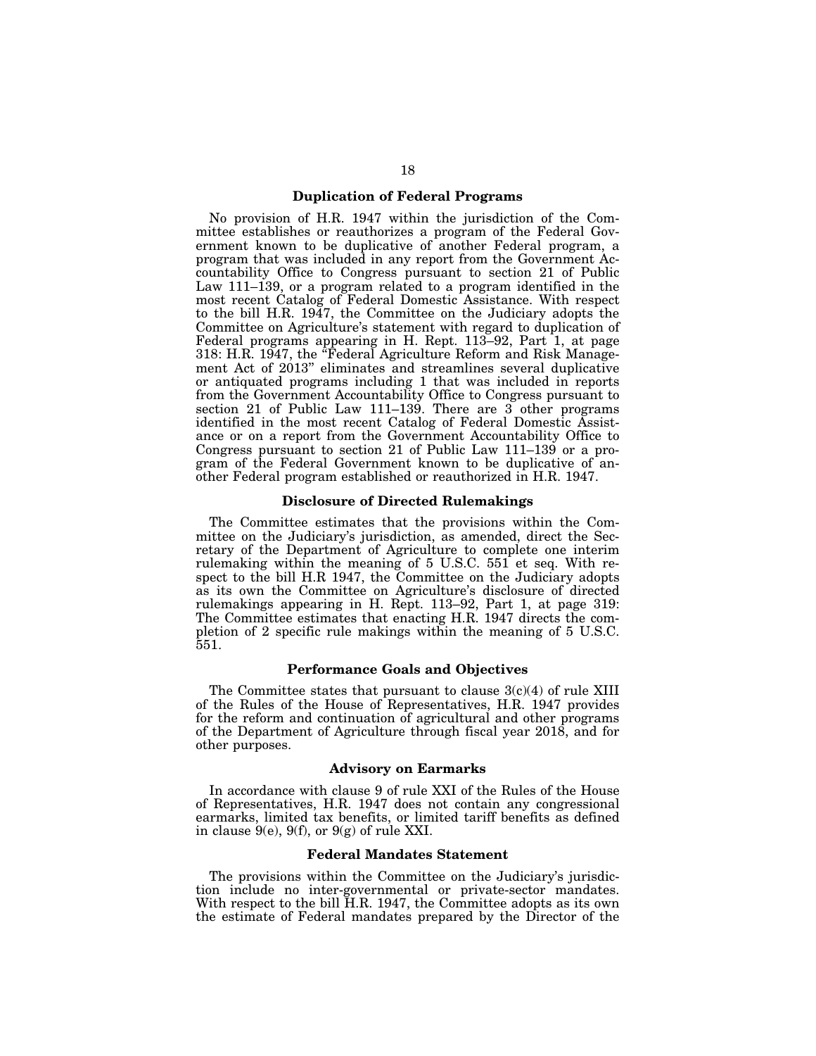### Duplication of Federal Programs

No provision of H.R. 1947 within the jurisdiction of the Committee establishes or reauthorizes a program of the Federal Government known to be duplicative of another Federal program, a program that was included in any report from the Government Accountability Office to Congress pursuant to section 21 of Public Law 111–139, or a program related to a program identified in the most recent Catalog of Federal Domestic Assistance. With respect to the bill H.R. 1947, the Committee on the Judiciary adopts the Committee on Agriculture's statement with regard to duplication of Federal programs appearing in H. Rept. 113–92, Part 1, at page 318: H.R. 1947, the "Federal Agriculture Reform and Risk Management Act of 2013" eliminates and streamlines several duplicative or antiquated programs including 1 that was included in reports from the Government Accountability Office to Congress pursuant to section 21 of Public Law 111–139. There are 3 other programs identified in the most recent Catalog of Federal Domestic Assistance or on a report from the Government Accountability Office to Congress pursuant to section 21 of Public Law 111–139 or a program of the Federal Government known to be duplicative of another Federal program established or reauthorized in H.R. 1947.

### Disclosure of Directed Rulemakings

The Committee estimates that the provisions within the Committee on the Judiciary's jurisdiction, as amended, direct the Secretary of the Department of Agriculture to complete one interim rulemaking within the meaning of 5 U.S.C. 551 et seq. With respect to the bill H.R 1947, the Committee on the Judiciary adopts as its own the Committee on Agriculture's disclosure of directed rulemakings appearing in H. Rept. 113–92, Part 1, at page 319: The Committee estimates that enacting H.R. 1947 directs the completion of 2 specific rule makings within the meaning of 5 U.S.C. 551.

### Performance Goals and Objectives

The Committee states that pursuant to clause 3(c)(4) of rule XIII of the Rules of the House of Representatives, H.R. 1947 provides for the reform and continuation of agricultural and other programs of the Department of Agriculture through fiscal year 2018, and for other purposes.

### Advisory on Earmarks

In accordance with clause 9 of rule XXI of the Rules of the House of Representatives, H.R. 1947 does not contain any congressional earmarks, limited tax benefits, or limited tariff benefits as defined in clause 9(e), 9(f), or 9(g) of rule XXI.

### Federal Mandates Statement

The provisions within the Committee on the Judiciary's jurisdiction include no inter-governmental or private-sector mandates. With respect to the bill H.R. 1947, the Committee adopts as its own the estimate of Federal mandates prepared by the Director of the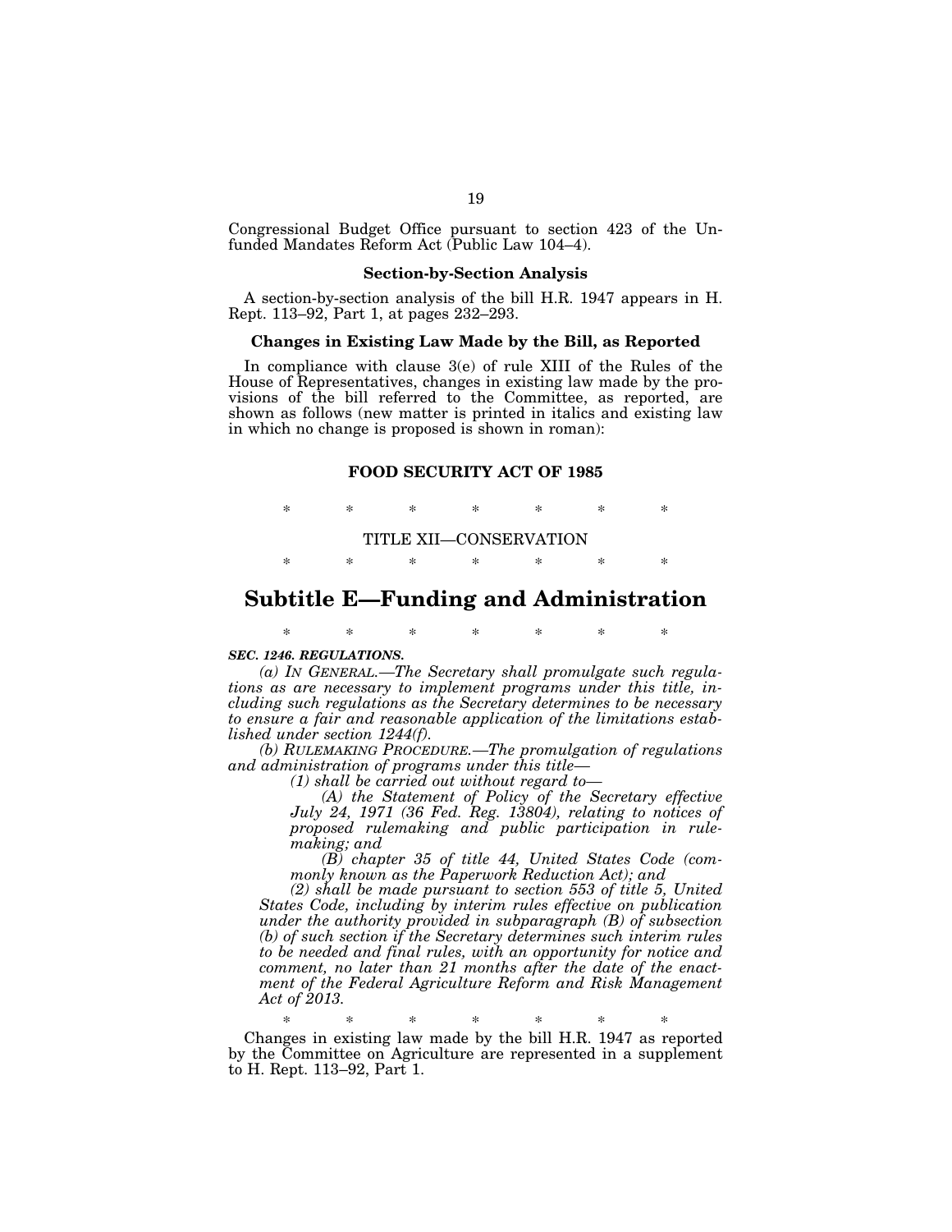Congressional Budget Office pursuant to section 423 of the Unfunded Mandates Reform Act (Public Law 104–4).

### Section-by-Section Analysis

A section-by-section analysis of the bill H.R. 1947 appears in H. Rept. 113–92, Part 1, at pages 232–293.

### Changes in Existing Law Made by the Bill, as Reported

In compliance with clause 3(e) of rule XIII of the Rules of the House of Representatives, changes in existing law made by the provisions of the bill referred to the Committee, as reported, are shown as follows (new matter is printed in italics and existing law in which no change is proposed is shown in roman):

## FOOD SECURITY ACT OF 1985

\* \* \* \* \* \* \*

TITLE XII—CONSERVATION

\* \* \* \* \* \* \*

# Subtitle E—Funding and Administration

\* \* \* \* \* \* \*

***SEC. 1246. REGULATIONS.***

*(a) IN GENERAL.—The Secretary shall promulgate such regulations as are necessary to implement programs under this title, including such regulations as the Secretary determines to be necessary to ensure a fair and reasonable application of the limitations established under section 1244(f).*

*(b) RULEMAKING PROCEDURE.—The promulgation of regulations and administration of programs under this title—*

*(1) shall be carried out without regard to—*

*(A) the Statement of Policy of the Secretary effective July 24, 1971 (36 Fed. Reg. 13804), relating to notices of proposed rulemaking and public participation in rulemaking; and*

*(B) chapter 35 of title 44, United States Code (commonly known as the Paperwork Reduction Act); and*

*(2) shall be made pursuant to section 553 of title 5, United States Code, including by interim rules effective on publication under the authority provided in subparagraph (B) of subsection (b) of such section if the Secretary determines such interim rules to be needed and final rules, with an opportunity for notice and comment, no later than 21 months after the date of the enactment of the Federal Agriculture Reform and Risk Management Act of 2013.*

\* \* \* \* \* \* \*

Changes in existing law made by the bill H.R. 1947 as reported by the Committee on Agriculture are represented in a supplement to H. Rept. 113–92, Part 1.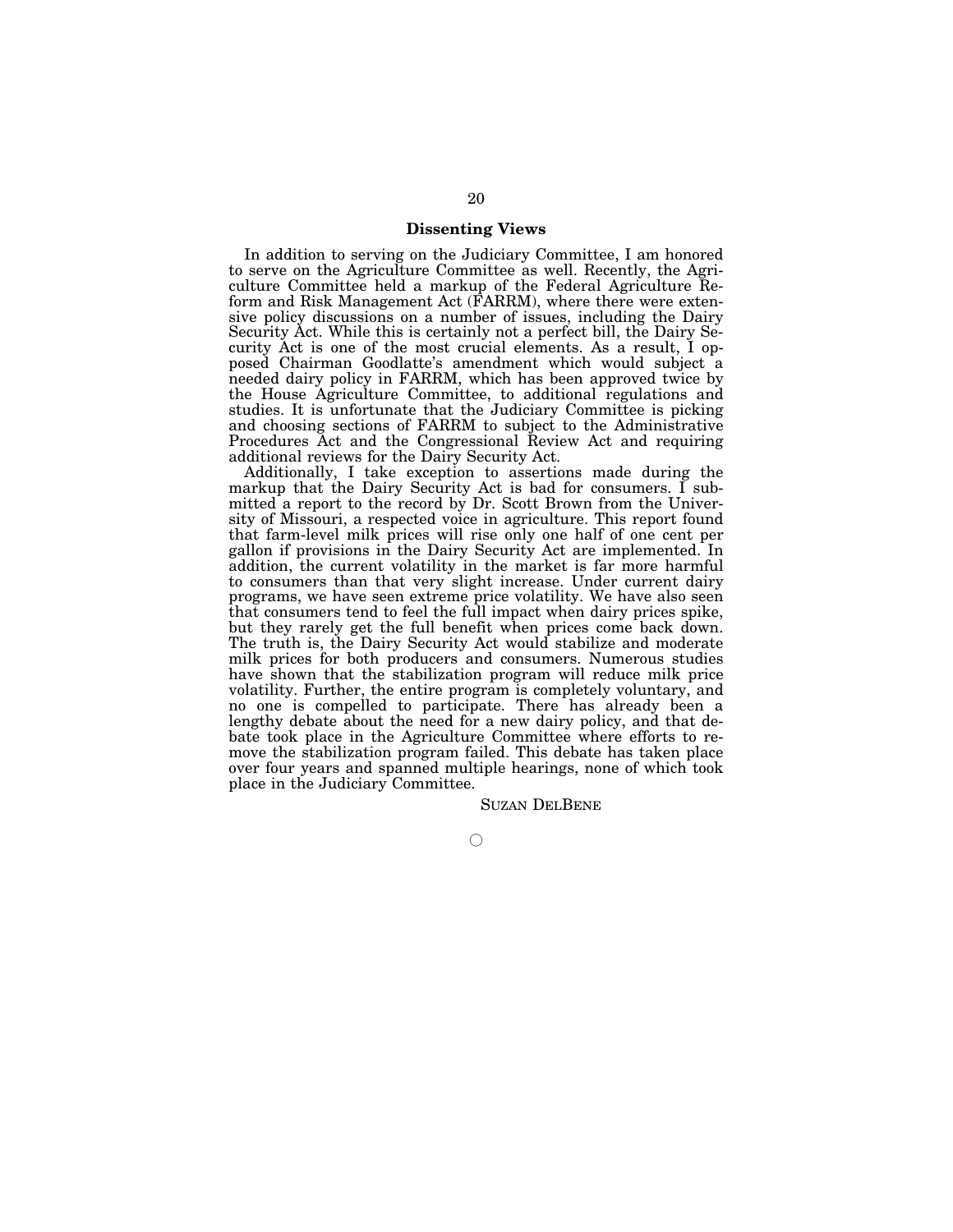## Dissenting Views

In addition to serving on the Judiciary Committee, I am honored to serve on the Agriculture Committee as well. Recently, the Agriculture Committee held a markup of the Federal Agriculture Reform and Risk Management Act (FARRM), where there were extensive policy discussions on a number of issues, including the Dairy Security Act. While this is certainly not a perfect bill, the Dairy Security Act is one of the most crucial elements. As a result, I opposed Chairman Goodlatte's amendment which would subject a needed dairy policy in FARRM, which has been approved twice by the House Agriculture Committee, to additional regulations and studies. It is unfortunate that the Judiciary Committee is picking and choosing sections of FARRM to subject to the Administrative Procedures Act and the Congressional Review Act and requiring additional reviews for the Dairy Security Act.

Additionally, I take exception to assertions made during the markup that the Dairy Security Act is bad for consumers. I submitted a report to the record by Dr. Scott Brown from the University of Missouri, a respected voice in agriculture. This report found that farm-level milk prices will rise only one half of one cent per gallon if provisions in the Dairy Security Act are implemented. In addition, the current volatility in the market is far more harmful to consumers than that very slight increase. Under current dairy programs, we have seen extreme price volatility. We have also seen that consumers tend to feel the full impact when dairy prices spike, but they rarely get the full benefit when prices come back down. The truth is, the Dairy Security Act would stabilize and moderate milk prices for both producers and consumers. Numerous studies have shown that the stabilization program will reduce milk price volatility. Further, the entire program is completely voluntary, and no one is compelled to participate. There has already been a lengthy debate about the need for a new dairy policy, and that debate took place in the Agriculture Committee where efforts to remove the stabilization program failed. This debate has taken place over four years and spanned multiple hearings, none of which took place in the Judiciary Committee.

SUZAN DELBENE